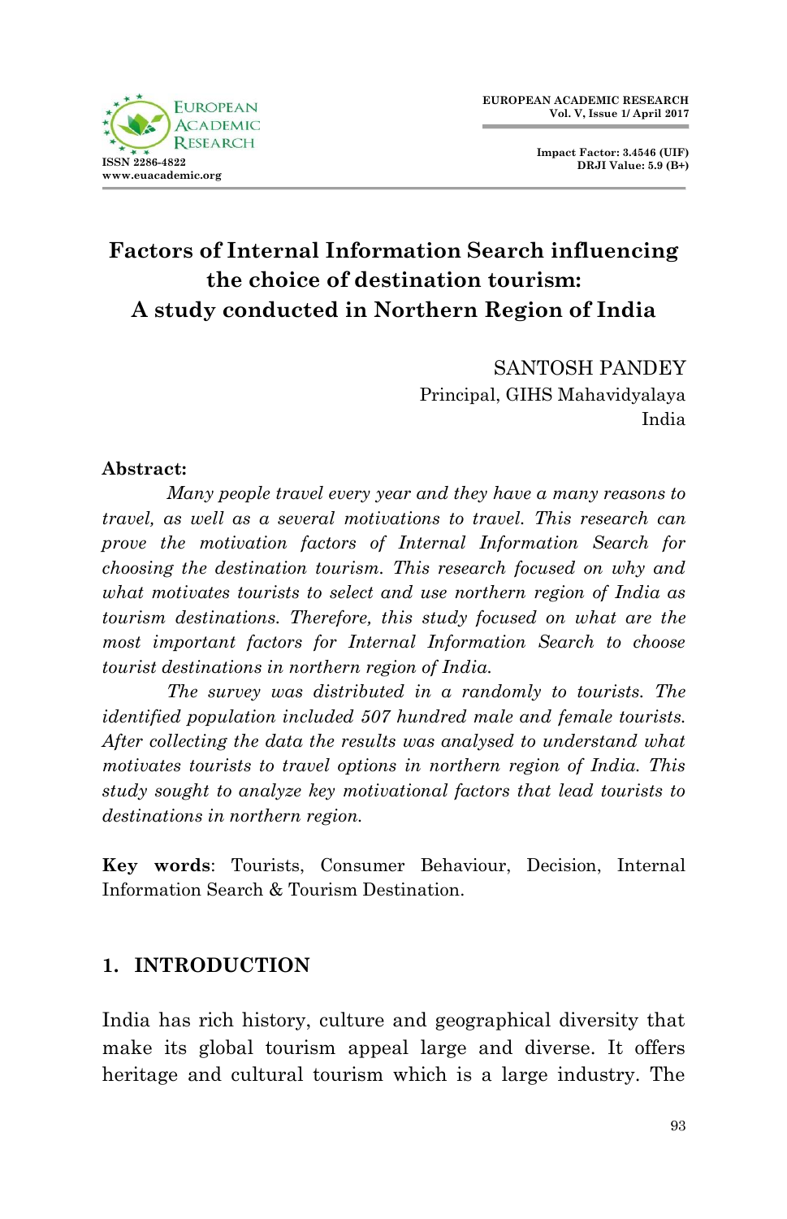# Factors of Internal Information Search influencing the choice of destination tourism: A study conducted in Northern Region of India

SANTOSH PANDEY
Principal, GIHS Mahavidyalaya
India

**Abstract:**

*Many people travel every year and they have a many reasons to travel, as well as a several motivations to travel. This research can prove the motivation factors of Internal Information Search for choosing the destination tourism. This research focused on why and what motivates tourists to select and use northern region of India as tourism destinations. Therefore, this study focused on what are the most important factors for Internal Information Search to choose tourist destinations in northern region of India.*

*The survey was distributed in a randomly to tourists. The identified population included 507 hundred male and female tourists. After collecting the data the results was analysed to understand what motivates tourists to travel options in northern region of India. This study sought to analyze key motivational factors that lead tourists to destinations in northern region.*

**Key words**: Tourists, Consumer Behaviour, Decision, Internal Information Search & Tourism Destination.

## 1. INTRODUCTION

India has rich history, culture and geographical diversity that make its global tourism appeal large and diverse. It offers heritage and cultural tourism which is a large industry. The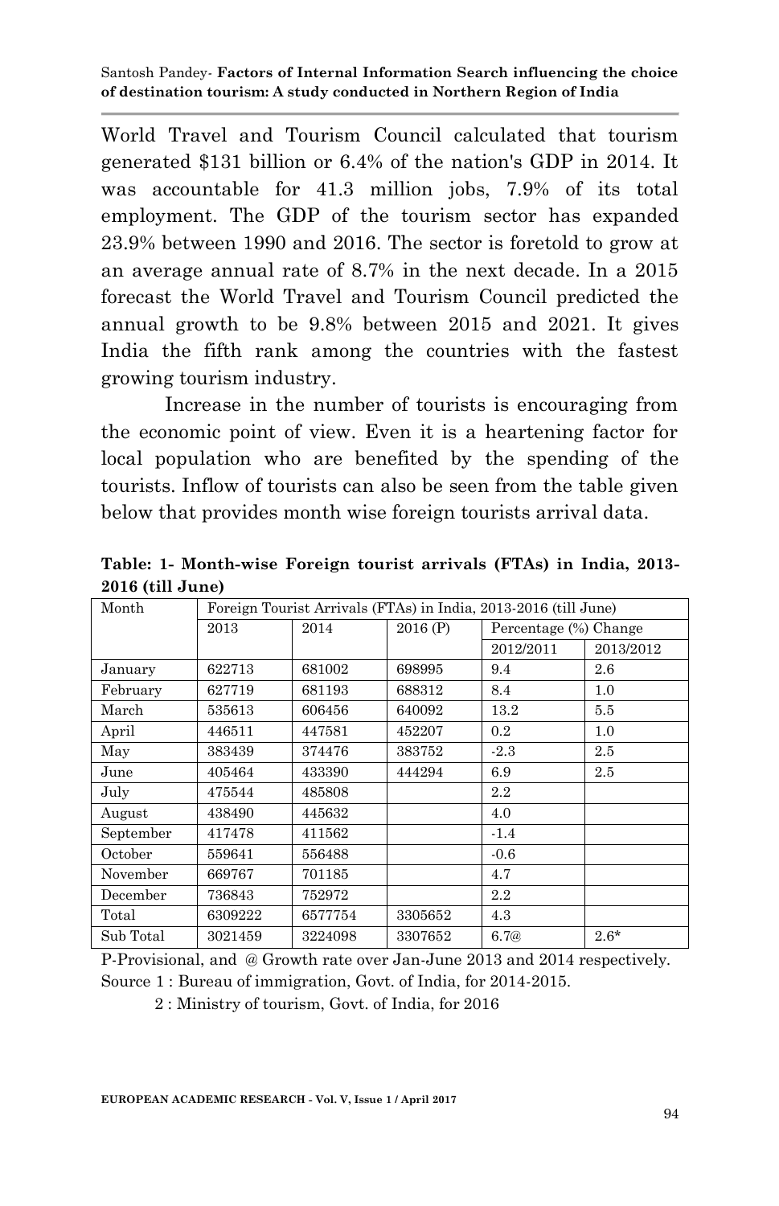World Travel and Tourism Council calculated that tourism generated $131 billion or 6.4% of the nation's GDP in 2014. It was accountable for 41.3 million jobs, 7.9% of its total employment. The GDP of the tourism sector has expanded 23.9% between 1990 and 2016. The sector is foretold to grow at an average annual rate of 8.7% in the next decade. In a 2015 forecast the World Travel and Tourism Council predicted the annual growth to be 9.8% between 2015 and 2021. It gives India the fifth rank among the countries with the fastest growing tourism industry.

Increase in the number of tourists is encouraging from the economic point of view. Even it is a heartening factor for local population who are benefited by the spending of the tourists. Inflow of tourists can also be seen from the table given below that provides month wise foreign tourists arrival data.

**Table: 1- Month-wise Foreign tourist arrivals (FTAs) in India, 2013-2016 (till June)**

| Month | Foreign Tourist Arrivals (FTAs) in India, 2013-2016 (till June) | | | | |
|---|---|---|---|---|---|
| | 2013 | 2014 | 2016 (P) | Percentage (%) Change | |
| | | | | 2012/2011 | 2013/2012 |
| January | 622713 | 681002 | 698995 | 9.4 | 2.6 |
| February | 627719 | 681193 | 688312 | 8.4 | 1.0 |
| March | 535613 | 606456 | 640092 | 13.2 | 5.5 |
| April | 446511 | 447581 | 452207 | 0.2 | 1.0 |
| May | 383439 | 374476 | 383752 | -2.3 | 2.5 |
| June | 405464 | 433390 | 444294 | 6.9 | 2.5 |
| July | 475544 | 485808 | | 2.2 | |
| August | 438490 | 445632 | | 4.0 | |
| September | 417478 | 411562 | | -1.4 | |
| October | 559641 | 556488 | | -0.6 | |
| November | 669767 | 701185 | | 4.7 | |
| December | 736843 | 752972 | | 2.2 | |
| Total | 6309222 | 6577754 | 3305652 | 4.3 | |
| Sub Total | 3021459 | 3224098 | 3307652 | 6.7@ | 2.6* |

P-Provisional, and @ Growth rate over Jan-June 2013 and 2014 respectively.
Source 1 : Bureau of immigration, Govt. of India, for 2014-2015.
2 : Ministry of tourism, Govt. of India, for 2016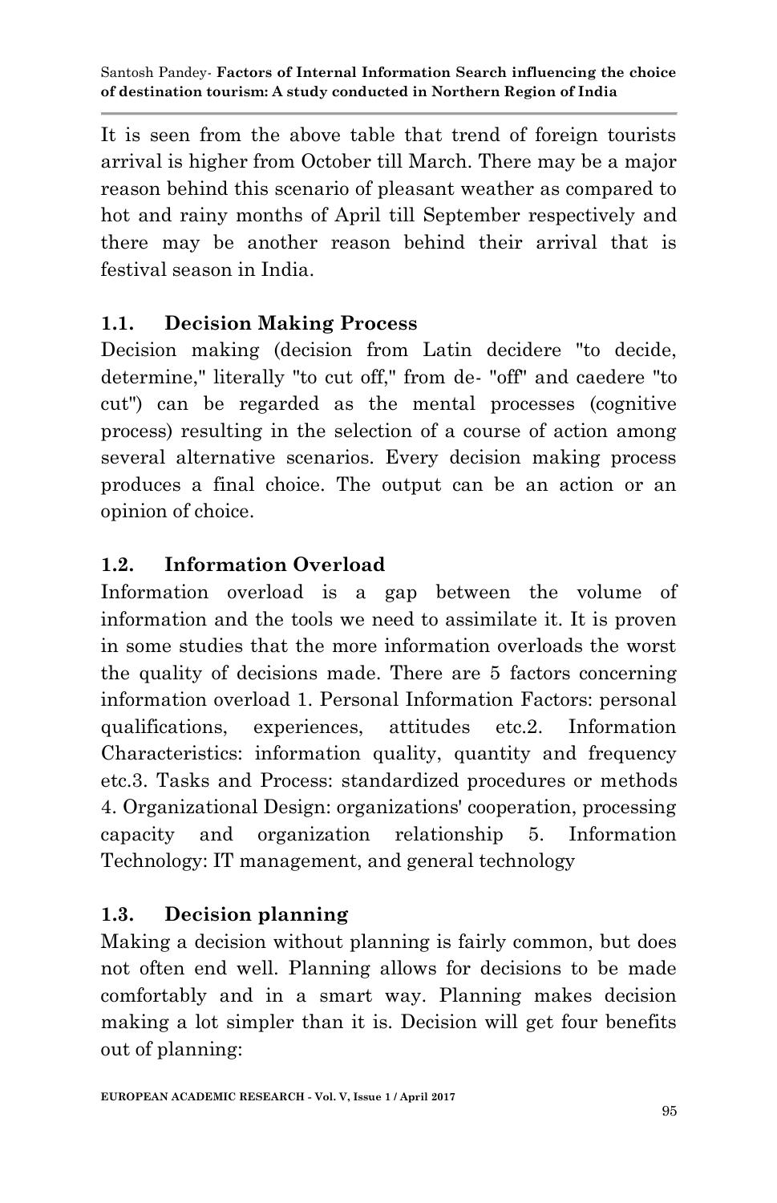It is seen from the above table that trend of foreign tourists arrival is higher from October till March. There may be a major reason behind this scenario of pleasant weather as compared to hot and rainy months of April till September respectively and there may be another reason behind their arrival that is festival season in India.

### 1.1. Decision Making Process

Decision making (decision from Latin decidere "to decide, determine," literally "to cut off," from de- "off" and caedere "to cut") can be regarded as the mental processes (cognitive process) resulting in the selection of a course of action among several alternative scenarios. Every decision making process produces a final choice. The output can be an action or an opinion of choice.

### 1.2. Information Overload

Information overload is a gap between the volume of information and the tools we need to assimilate it. It is proven in some studies that the more information overloads the worst the quality of decisions made. There are 5 factors concerning information overload 1. Personal Information Factors: personal qualifications, experiences, attitudes etc.2. Information Characteristics: information quality, quantity and frequency etc.3. Tasks and Process: standardized procedures or methods 4. Organizational Design: organizations' cooperation, processing capacity and organization relationship 5. Information Technology: IT management, and general technology

### 1.3. Decision planning

Making a decision without planning is fairly common, but does not often end well. Planning allows for decisions to be made comfortably and in a smart way. Planning makes decision making a lot simpler than it is. Decision will get four benefits out of planning: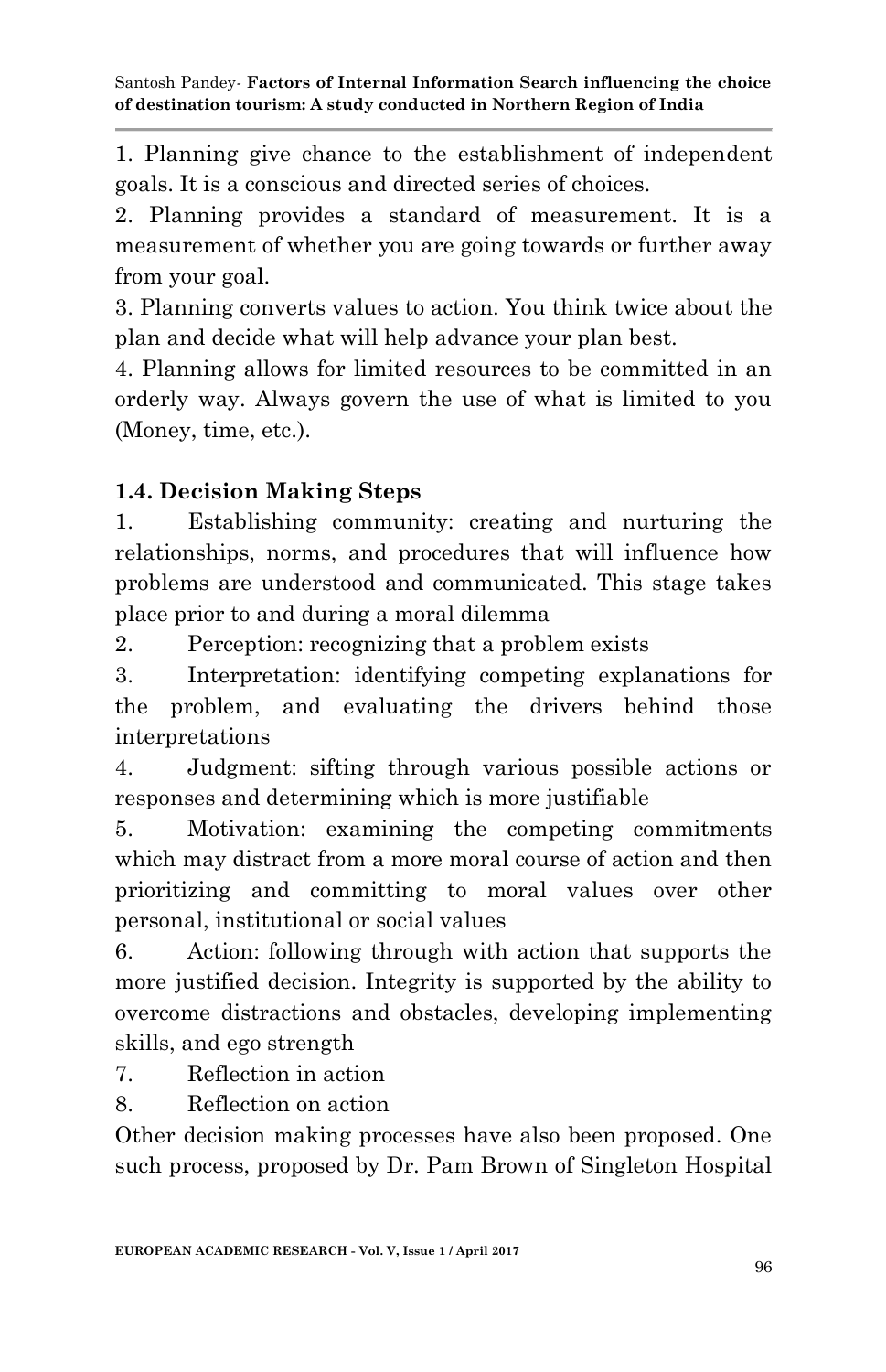1. Planning give chance to the establishment of independent goals. It is a conscious and directed series of choices.

2. Planning provides a standard of measurement. It is a measurement of whether you are going towards or further away from your goal.

3. Planning converts values to action. You think twice about the plan and decide what will help advance your plan best.

4. Planning allows for limited resources to be committed in an orderly way. Always govern the use of what is limited to you (Money, time, etc.).

### 1.4. Decision Making Steps

1. Establishing community: creating and nurturing the relationships, norms, and procedures that will influence how problems are understood and communicated. This stage takes place prior to and during a moral dilemma
2. Perception: recognizing that a problem exists
3. Interpretation: identifying competing explanations for the problem, and evaluating the drivers behind those interpretations
4. Judgment: sifting through various possible actions or responses and determining which is more justifiable
5. Motivation: examining the competing commitments which may distract from a more moral course of action and then prioritizing and committing to moral values over other personal, institutional or social values
6. Action: following through with action that supports the more justified decision. Integrity is supported by the ability to overcome distractions and obstacles, developing implementing skills, and ego strength
7. Reflection in action
8. Reflection on action

Other decision making processes have also been proposed. One such process, proposed by Dr. Pam Brown of Singleton Hospital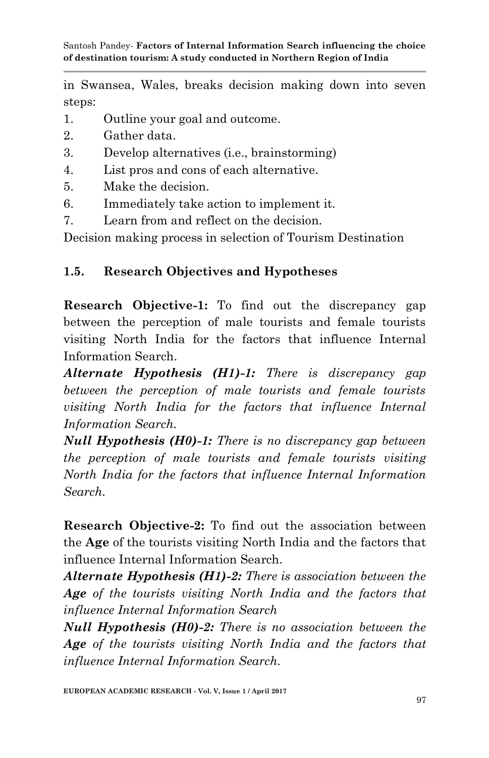in Swansea, Wales, breaks decision making down into seven steps:

1. Outline your goal and outcome.
2. Gather data.
3. Develop alternatives (i.e., brainstorming)
4. List pros and cons of each alternative.
5. Make the decision.
6. Immediately take action to implement it.
7. Learn from and reflect on the decision.

Decision making process in selection of Tourism Destination

## 1.5. Research Objectives and Hypotheses

**Research Objective-1:** To find out the discrepancy gap between the perception of male tourists and female tourists visiting North India for the factors that influence Internal Information Search.

***Alternate Hypothesis (H1)-1:*** *There is discrepancy gap between the perception of male tourists and female tourists visiting North India for the factors that influence Internal Information Search.*

***Null Hypothesis (H0)-1:*** *There is no discrepancy gap between the perception of male tourists and female tourists visiting North India for the factors that influence Internal Information Search.*

**Research Objective-2:** To find out the association between the **Age** of the tourists visiting North India and the factors that influence Internal Information Search.

***Alternate Hypothesis (H1)-2:*** *There is association between the* ***Age*** *of the tourists visiting North India and the factors that influence Internal Information Search*

***Null Hypothesis (H0)-2:*** *There is no association between the* ***Age*** *of the tourists visiting North India and the factors that influence Internal Information Search.*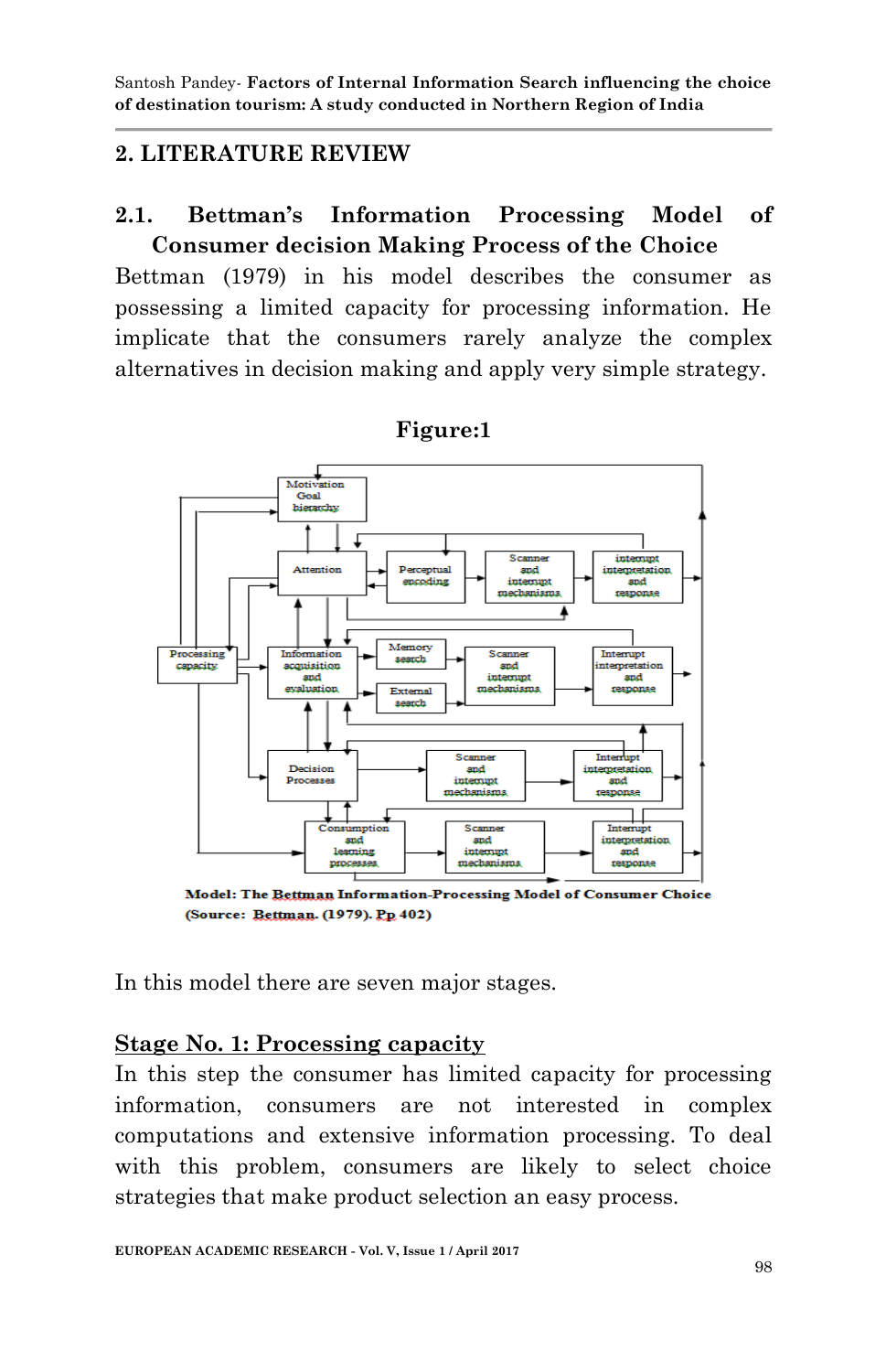## 2. LITERATURE REVIEW

### 2.1. Bettman's Information Processing Model of Consumer decision Making Process of the Choice

Bettman (1979) in his model describes the consumer as possessing a limited capacity for processing information. He implicate that the consumers rarely analyze the complex alternatives in decision making and apply very simple strategy.

**Figure:1**

**Model: The Bettman Information-Processing Model of Consumer Choice**
**(Source: Bettman. (1979). Pp 402)**

In this model there are seven major stages.

**Stage No. 1: Processing capacity**

In this step the consumer has limited capacity for processing information, consumers are not interested in complex computations and extensive information processing. To deal with this problem, consumers are likely to select choice strategies that make product selection an easy process.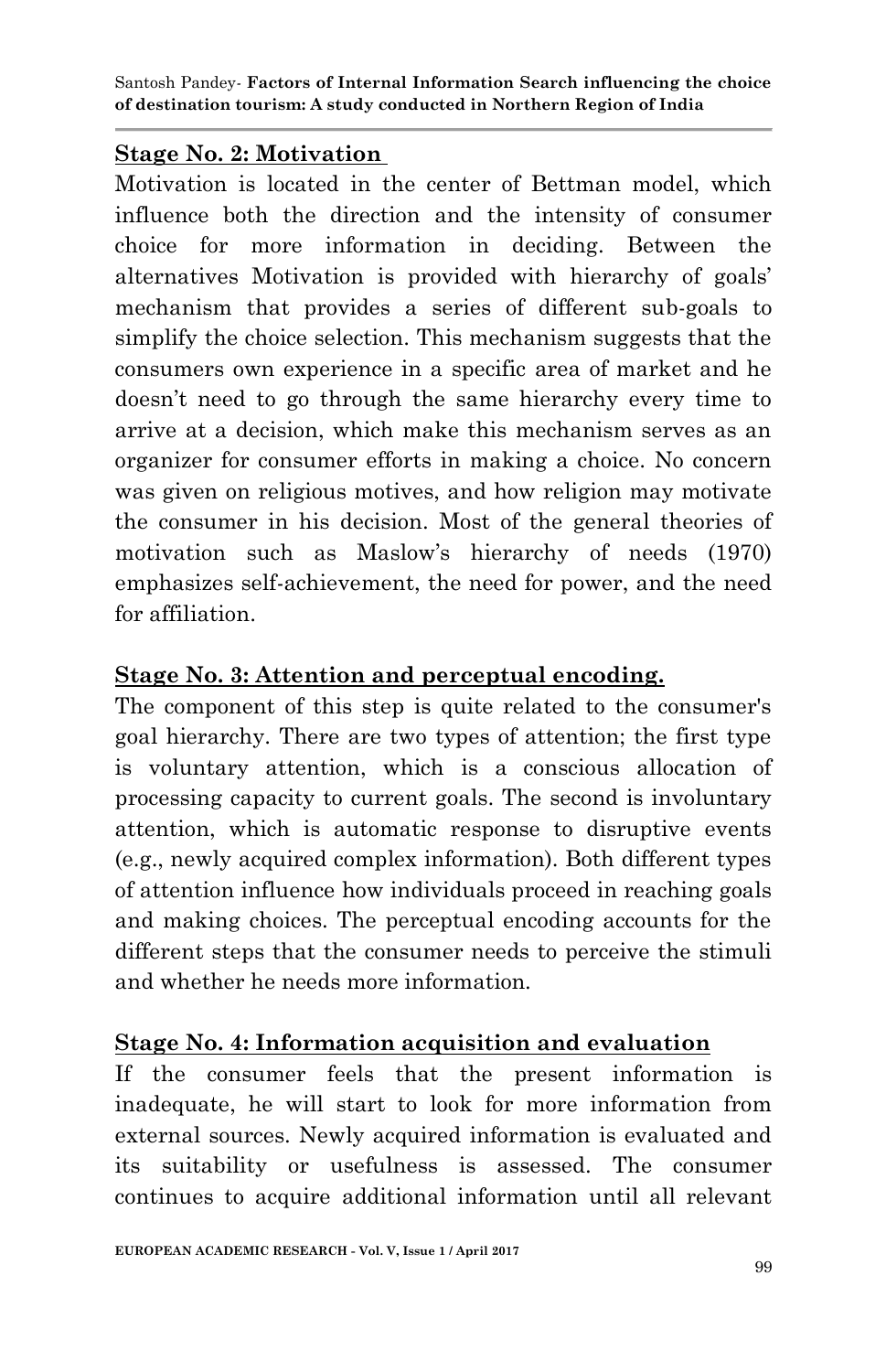**Stage No. 2: Motivation**

Motivation is located in the center of Bettman model, which influence both the direction and the intensity of consumer choice for more information in deciding. Between the alternatives Motivation is provided with hierarchy of goals' mechanism that provides a series of different sub-goals to simplify the choice selection. This mechanism suggests that the consumers own experience in a specific area of market and he doesn't need to go through the same hierarchy every time to arrive at a decision, which make this mechanism serves as an organizer for consumer efforts in making a choice. No concern was given on religious motives, and how religion may motivate the consumer in his decision. Most of the general theories of motivation such as Maslow's hierarchy of needs (1970) emphasizes self-achievement, the need for power, and the need for affiliation.

**Stage No. 3: Attention and perceptual encoding.**

The component of this step is quite related to the consumer's goal hierarchy. There are two types of attention; the first type is voluntary attention, which is a conscious allocation of processing capacity to current goals. The second is involuntary attention, which is automatic response to disruptive events (e.g., newly acquired complex information). Both different types of attention influence how individuals proceed in reaching goals and making choices. The perceptual encoding accounts for the different steps that the consumer needs to perceive the stimuli and whether he needs more information.

**Stage No. 4: Information acquisition and evaluation**

If the consumer feels that the present information is inadequate, he will start to look for more information from external sources. Newly acquired information is evaluated and its suitability or usefulness is assessed. The consumer continues to acquire additional information until all relevant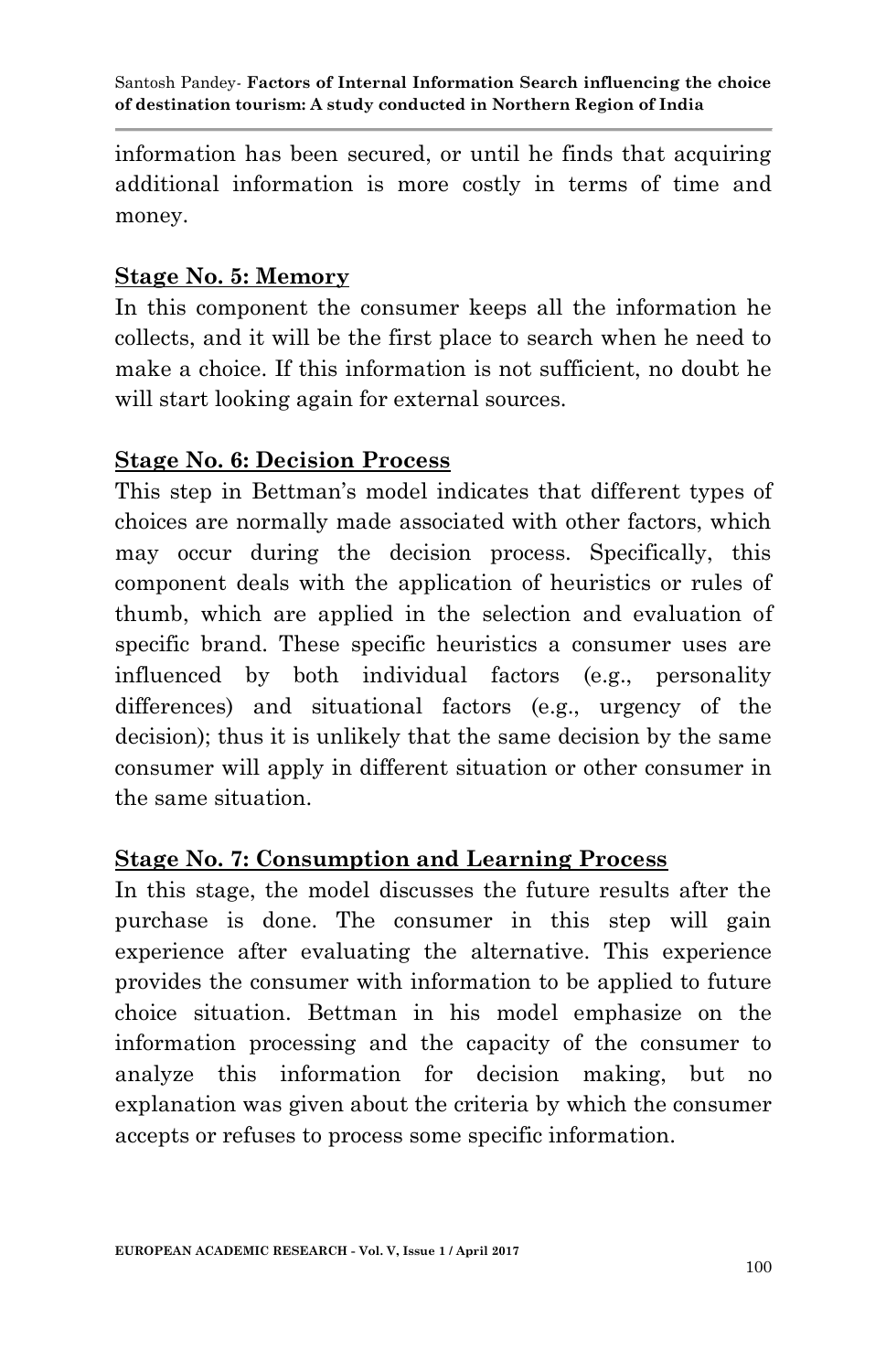information has been secured, or until he finds that acquiring additional information is more costly in terms of time and money.

**Stage No. 5: Memory**

In this component the consumer keeps all the information he collects, and it will be the first place to search when he need to make a choice. If this information is not sufficient, no doubt he will start looking again for external sources.

**Stage No. 6: Decision Process**

This step in Bettman's model indicates that different types of choices are normally made associated with other factors, which may occur during the decision process. Specifically, this component deals with the application of heuristics or rules of thumb, which are applied in the selection and evaluation of specific brand. These specific heuristics a consumer uses are influenced by both individual factors (e.g., personality differences) and situational factors (e.g., urgency of the decision); thus it is unlikely that the same decision by the same consumer will apply in different situation or other consumer in the same situation.

**Stage No. 7: Consumption and Learning Process**

In this stage, the model discusses the future results after the purchase is done. The consumer in this step will gain experience after evaluating the alternative. This experience provides the consumer with information to be applied to future choice situation. Bettman in his model emphasize on the information processing and the capacity of the consumer to analyze this information for decision making, but no explanation was given about the criteria by which the consumer accepts or refuses to process some specific information.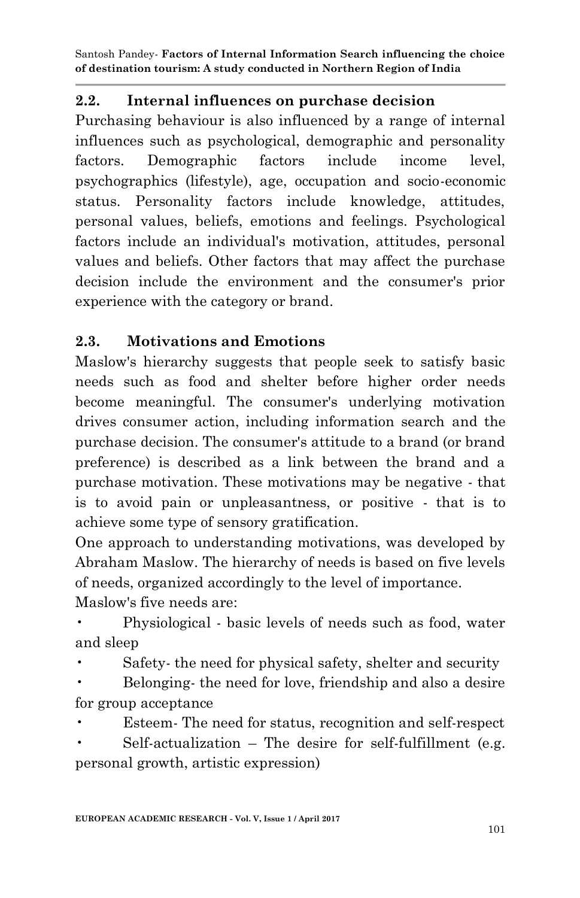## 2.2. Internal influences on purchase decision

Purchasing behaviour is also influenced by a range of internal influences such as psychological, demographic and personality factors. Demographic factors include income level, psychographics (lifestyle), age, occupation and socio-economic status. Personality factors include knowledge, attitudes, personal values, beliefs, emotions and feelings. Psychological factors include an individual's motivation, attitudes, personal values and beliefs. Other factors that may affect the purchase decision include the environment and the consumer's prior experience with the category or brand.

## 2.3. Motivations and Emotions

Maslow's hierarchy suggests that people seek to satisfy basic needs such as food and shelter before higher order needs become meaningful. The consumer's underlying motivation drives consumer action, including information search and the purchase decision. The consumer's attitude to a brand (or brand preference) is described as a link between the brand and a purchase motivation. These motivations may be negative - that is to avoid pain or unpleasantness, or positive - that is to achieve some type of sensory gratification.

One approach to understanding motivations, was developed by Abraham Maslow. The hierarchy of needs is based on five levels of needs, organized accordingly to the level of importance.

Maslow's five needs are:

- Physiological - basic levels of needs such as food, water and sleep
- Safety- the need for physical safety, shelter and security
- Belonging- the need for love, friendship and also a desire for group acceptance
- Esteem- The need for status, recognition and self-respect
- Self-actualization – The desire for self-fulfillment (e.g. personal growth, artistic expression)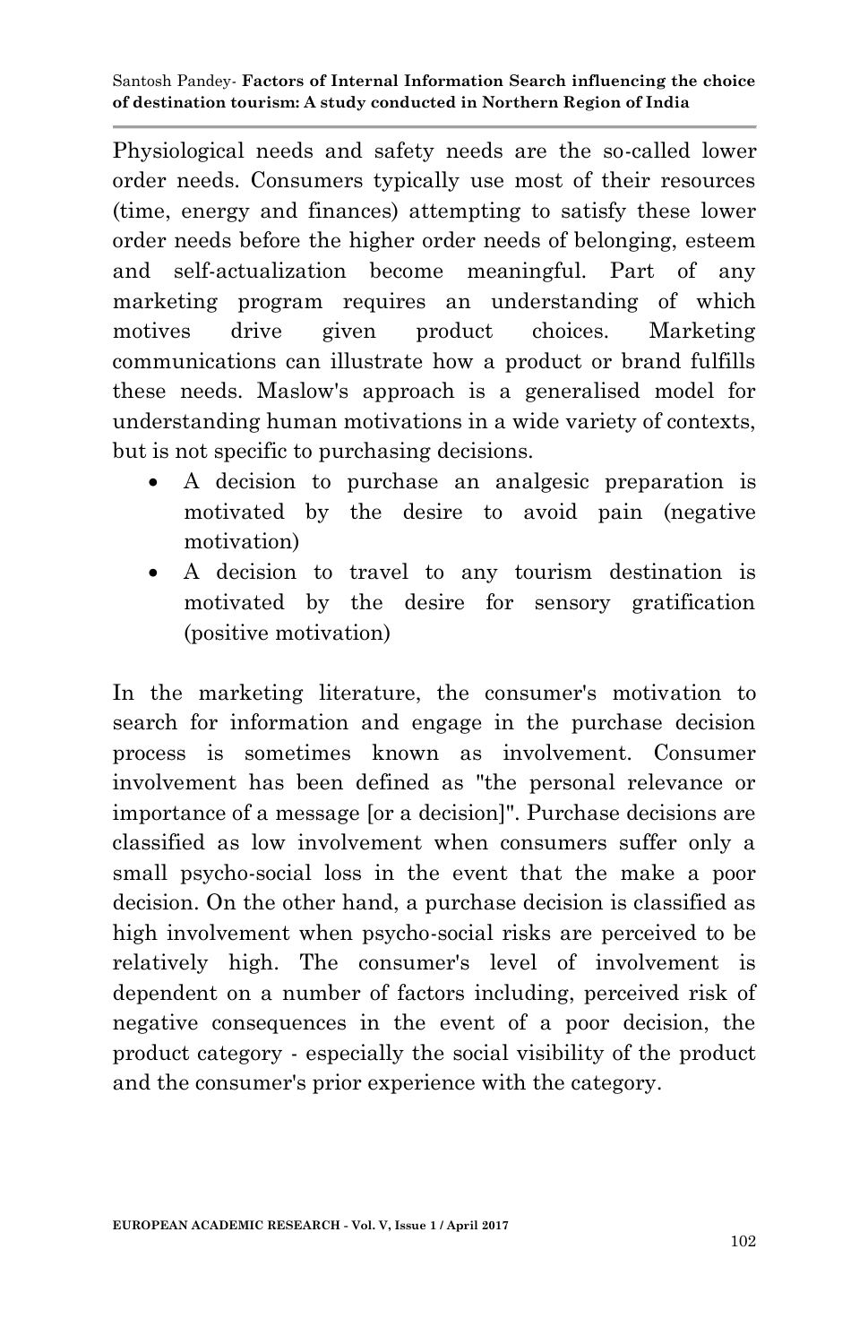Physiological needs and safety needs are the so-called lower order needs. Consumers typically use most of their resources (time, energy and finances) attempting to satisfy these lower order needs before the higher order needs of belonging, esteem and self-actualization become meaningful. Part of any marketing program requires an understanding of which motives drive given product choices. Marketing communications can illustrate how a product or brand fulfills these needs. Maslow's approach is a generalised model for understanding human motivations in a wide variety of contexts, but is not specific to purchasing decisions.

- A decision to purchase an analgesic preparation is motivated by the desire to avoid pain (negative motivation)
- A decision to travel to any tourism destination is motivated by the desire for sensory gratification (positive motivation)

In the marketing literature, the consumer's motivation to search for information and engage in the purchase decision process is sometimes known as involvement. Consumer involvement has been defined as "the personal relevance or importance of a message [or a decision]". Purchase decisions are classified as low involvement when consumers suffer only a small psycho-social loss in the event that the make a poor decision. On the other hand, a purchase decision is classified as high involvement when psycho-social risks are perceived to be relatively high. The consumer's level of involvement is dependent on a number of factors including, perceived risk of negative consequences in the event of a poor decision, the product category - especially the social visibility of the product and the consumer's prior experience with the category.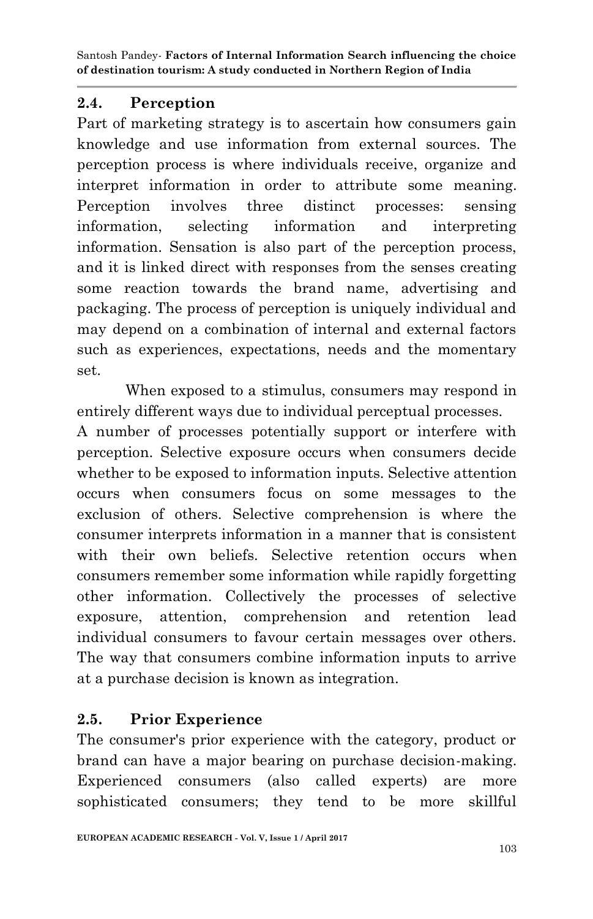## 2.4. Perception

Part of marketing strategy is to ascertain how consumers gain knowledge and use information from external sources. The perception process is where individuals receive, organize and interpret information in order to attribute some meaning. Perception involves three distinct processes: sensing information, selecting information and interpreting information. Sensation is also part of the perception process, and it is linked direct with responses from the senses creating some reaction towards the brand name, advertising and packaging. The process of perception is uniquely individual and may depend on a combination of internal and external factors such as experiences, expectations, needs and the momentary set.

When exposed to a stimulus, consumers may respond in entirely different ways due to individual perceptual processes.

A number of processes potentially support or interfere with perception. Selective exposure occurs when consumers decide whether to be exposed to information inputs. Selective attention occurs when consumers focus on some messages to the exclusion of others. Selective comprehension is where the consumer interprets information in a manner that is consistent with their own beliefs. Selective retention occurs when consumers remember some information while rapidly forgetting other information. Collectively the processes of selective exposure, attention, comprehension and retention lead individual consumers to favour certain messages over others. The way that consumers combine information inputs to arrive at a purchase decision is known as integration.

## 2.5. Prior Experience

The consumer's prior experience with the category, product or brand can have a major bearing on purchase decision-making. Experienced consumers (also called experts) are more sophisticated consumers; they tend to be more skillful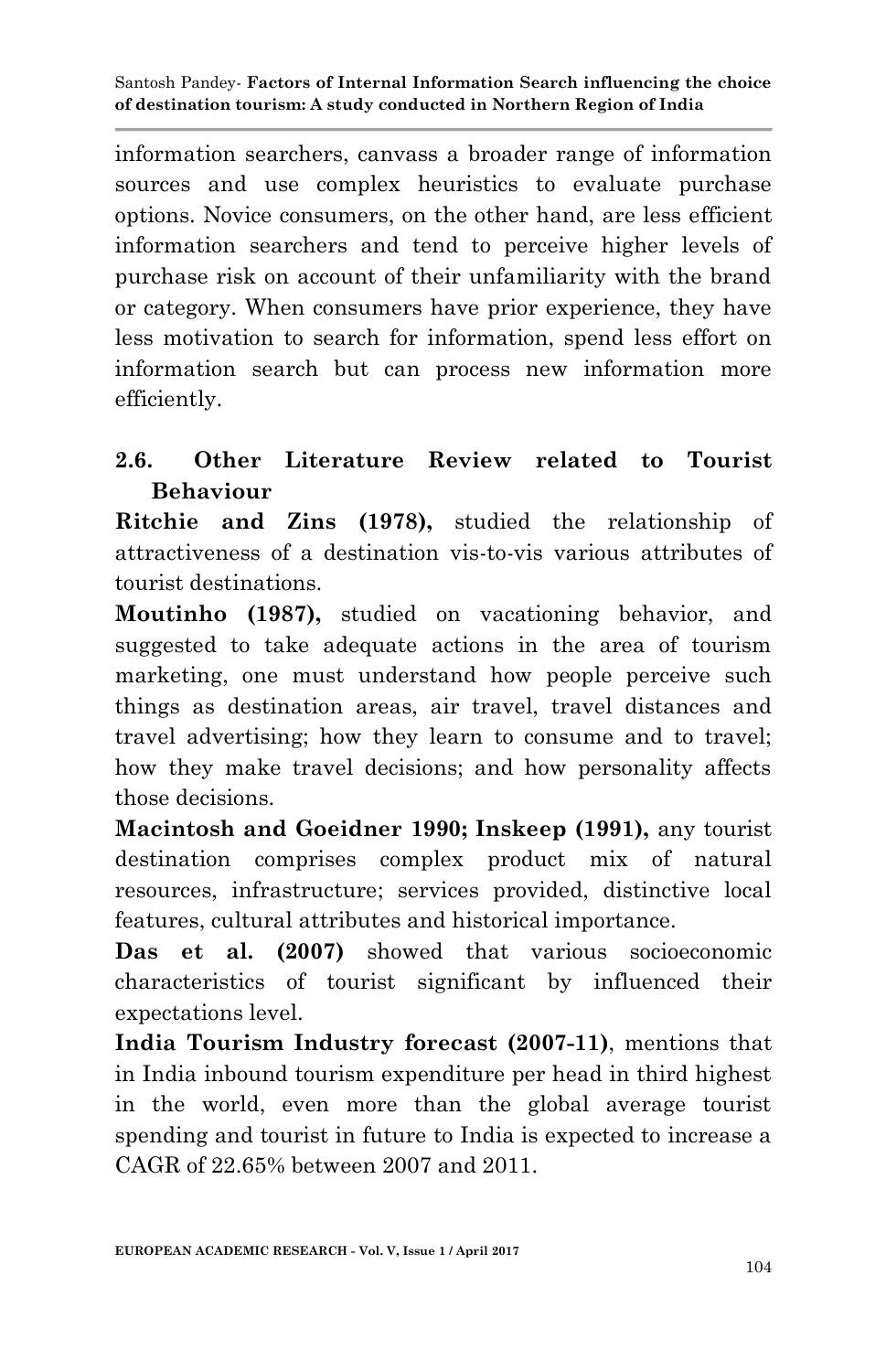information searchers, canvass a broader range of information sources and use complex heuristics to evaluate purchase options. Novice consumers, on the other hand, are less efficient information searchers and tend to perceive higher levels of purchase risk on account of their unfamiliarity with the brand or category. When consumers have prior experience, they have less motivation to search for information, spend less effort on information search but can process new information more efficiently.

## 2.6. Other Literature Review related to Tourist Behaviour

**Ritchie and Zins (1978),** studied the relationship of attractiveness of a destination vis-to-vis various attributes of tourist destinations.

**Moutinho (1987),** studied on vacationing behavior, and suggested to take adequate actions in the area of tourism marketing, one must understand how people perceive such things as destination areas, air travel, travel distances and travel advertising; how they learn to consume and to travel; how they make travel decisions; and how personality affects those decisions.

**Macintosh and Goeidner 1990; Inskeep (1991),** any tourist destination comprises complex product mix of natural resources, infrastructure; services provided, distinctive local features, cultural attributes and historical importance.

**Das et al. (2007)** showed that various socioeconomic characteristics of tourist significant by influenced their expectations level.

**India Tourism Industry forecast (2007-11)**, mentions that in India inbound tourism expenditure per head in third highest in the world, even more than the global average tourist spending and tourist in future to India is expected to increase a CAGR of 22.65% between 2007 and 2011.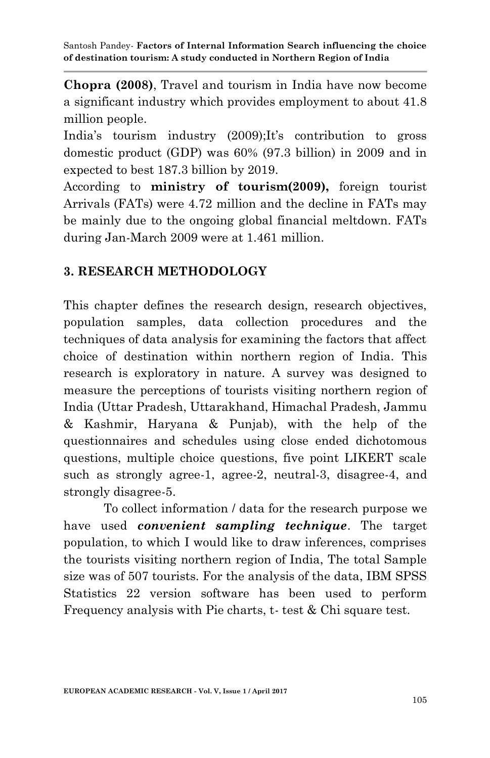**Chopra (2008)**, Travel and tourism in India have now become a significant industry which provides employment to about 41.8 million people.

India's tourism industry (2009);It's contribution to gross domestic product (GDP) was 60% (97.3 billion) in 2009 and in expected to best 187.3 billion by 2019.

According to **ministry of tourism(2009),** foreign tourist Arrivals (FATs) were 4.72 million and the decline in FATs may be mainly due to the ongoing global financial meltdown. FATs during Jan-March 2009 were at 1.461 million.

## 3. RESEARCH METHODOLOGY

This chapter defines the research design, research objectives, population samples, data collection procedures and the techniques of data analysis for examining the factors that affect choice of destination within northern region of India. This research is exploratory in nature. A survey was designed to measure the perceptions of tourists visiting northern region of India (Uttar Pradesh, Uttarakhand, Himachal Pradesh, Jammu & Kashmir, Haryana & Punjab), with the help of the questionnaires and schedules using close ended dichotomous questions, multiple choice questions, five point LIKERT scale such as strongly agree-1, agree-2, neutral-3, disagree-4, and strongly disagree-5.

To collect information / data for the research purpose we have used ***convenient sampling technique***. The target population, to which I would like to draw inferences, comprises the tourists visiting northern region of India, The total Sample size was of 507 tourists. For the analysis of the data, IBM SPSS Statistics 22 version software has been used to perform Frequency analysis with Pie charts, t- test & Chi square test.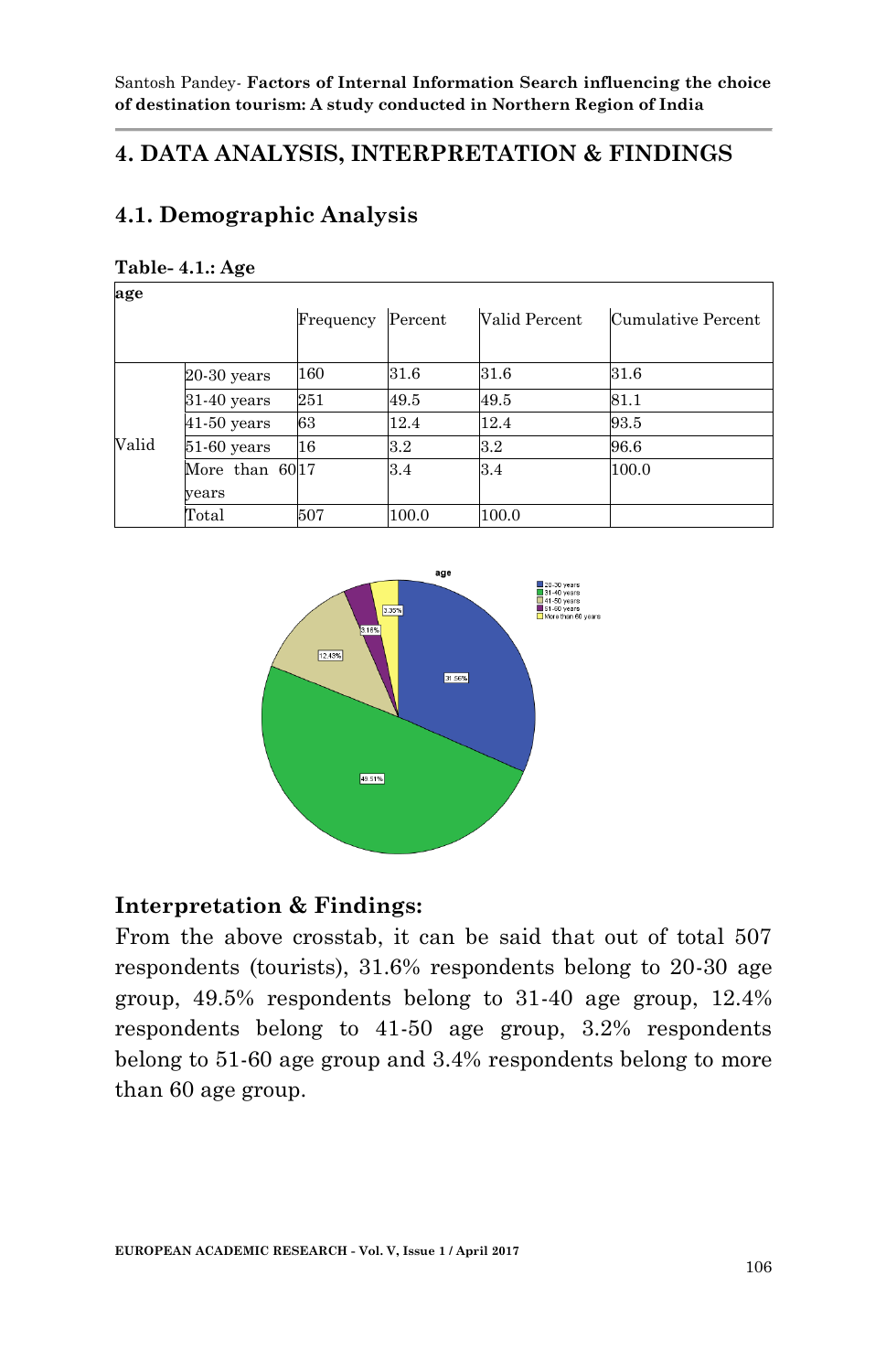## 4. DATA ANALYSIS, INTERPRETATION & FINDINGS

### 4.1. Demographic Analysis

**Table- 4.1.: Age**

| age | | Frequency | Percent | Valid Percent | Cumulative Percent |
|---|---|---|---|---|---|
| Valid | 20-30 years | 160 | 31.6 | 31.6 | 31.6 |
| | 31-40 years | 251 | 49.5 | 49.5 | 81.1 |
| | 41-50 years | 63 | 12.4 | 12.4 | 93.5 |
| | 51-60 years | 16 | 3.2 | 3.2 | 96.6 |
| | More than 60 years | 17 | 3.4 | 3.4 | 100.0 |
| | Total | 507 | 100.0 | 100.0 | |

### Interpretation & Findings:

From the above crosstab, it can be said that out of total 507 respondents (tourists), 31.6% respondents belong to 20-30 age group, 49.5% respondents belong to 31-40 age group, 12.4% respondents belong to 41-50 age group, 3.2% respondents belong to 51-60 age group and 3.4% respondents belong to more than 60 age group.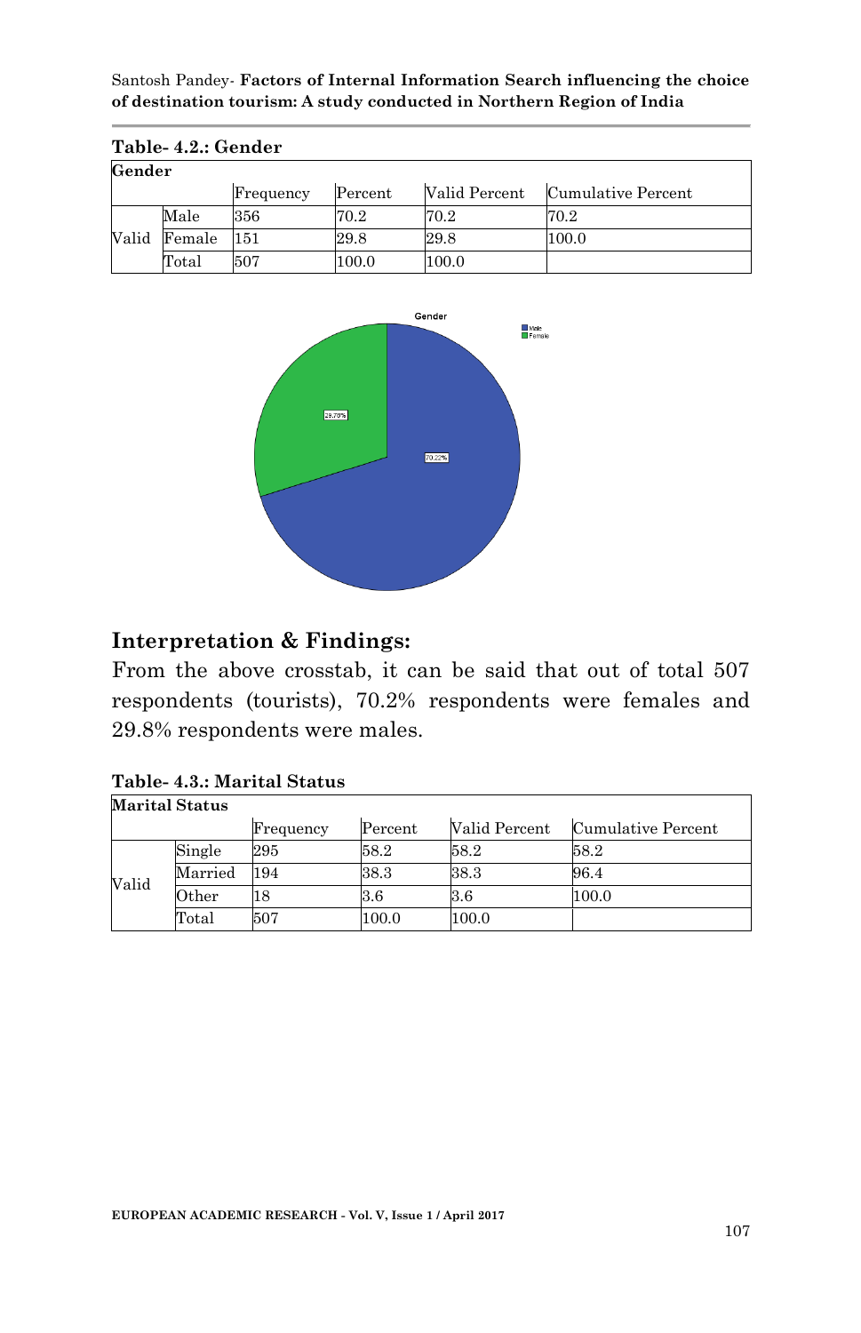**Table- 4.2.: Gender**

| Gender | | | | | |
|---|---|---|---|---|---|
| | | Frequency | Percent | Valid Percent | Cumulative Percent |
| Valid | Male | 356 | 70.2 | 70.2 | 70.2 |
| | Female | 151 | 29.8 | 29.8 | 100.0 |
| | Total | 507 | 100.0 | 100.0 | |

## Interpretation & Findings:

From the above crosstab, it can be said that out of total 507 respondents (tourists), 70.2% respondents were females and 29.8% respondents were males.

**Table- 4.3.: Marital Status**

| Marital Status | | | | | |
|---|---|---|---|---|---|
| | | Frequency | Percent | Valid Percent | Cumulative Percent |
| Valid | Single | 295 | 58.2 | 58.2 | 58.2 |
| | Married | 194 | 38.3 | 38.3 | 96.4 |
| | Other | 18 | 3.6 | 3.6 | 100.0 |
| | Total | 507 | 100.0 | 100.0 | |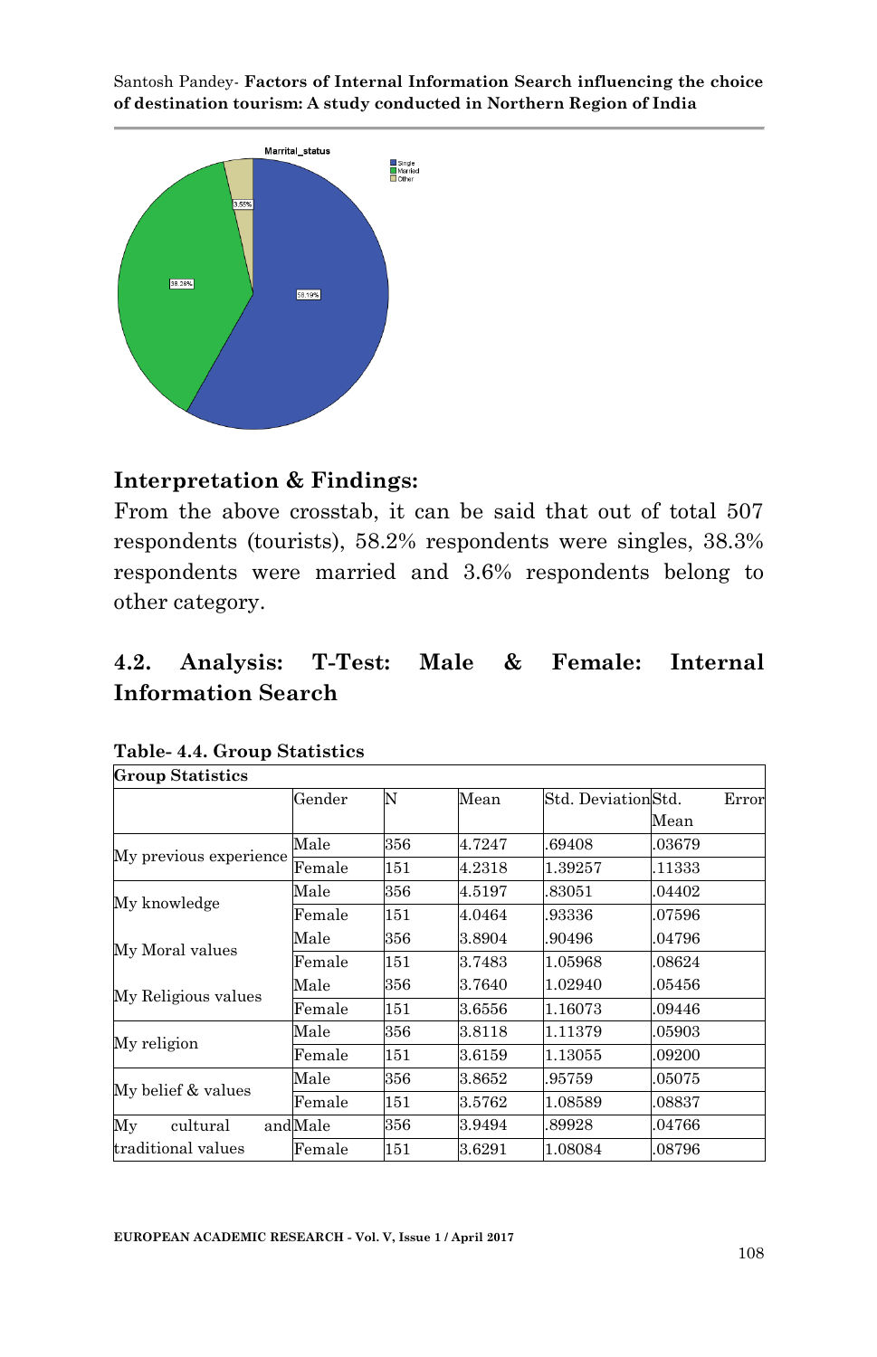## Interpretation & Findings:

From the above crosstab, it can be said that out of total 507 respondents (tourists), 58.2% respondents were singles, 38.3% respondents were married and 3.6% respondents belong to other category.

## 4.2. Analysis: T-Test: Male & Female: Internal Information Search

**Table- 4.4. Group Statistics**

| Group Statistics | | | | | |
|---|---|---|---|---|---|
| | Gender | N | Mean | Std. Deviation | Std. Error Mean |
| My previous experience | Male | 356 | 4.7247 | .69408 | .03679 |
| | Female | 151 | 4.2318 | 1.39257 | .11333 |
| My knowledge | Male | 356 | 4.5197 | .83051 | .04402 |
| | Female | 151 | 4.0464 | .93336 | .07596 |
| My Moral values | Male | 356 | 3.8904 | .90496 | .04796 |
| | Female | 151 | 3.7483 | 1.05968 | .08624 |
| My Religious values | Male | 356 | 3.7640 | 1.02940 | .05456 |
| | Female | 151 | 3.6556 | 1.16073 | .09446 |
| My religion | Male | 356 | 3.8118 | 1.11379 | .05903 |
| | Female | 151 | 3.6159 | 1.13055 | .09200 |
| My belief & values | Male | 356 | 3.8652 | .95759 | .05075 |
| | Female | 151 | 3.5762 | 1.08589 | .08837 |
| My cultural and traditional values | Male | 356 | 3.9494 | .89928 | .04766 |
| | Female | 151 | 3.6291 | 1.08084 | .08796 |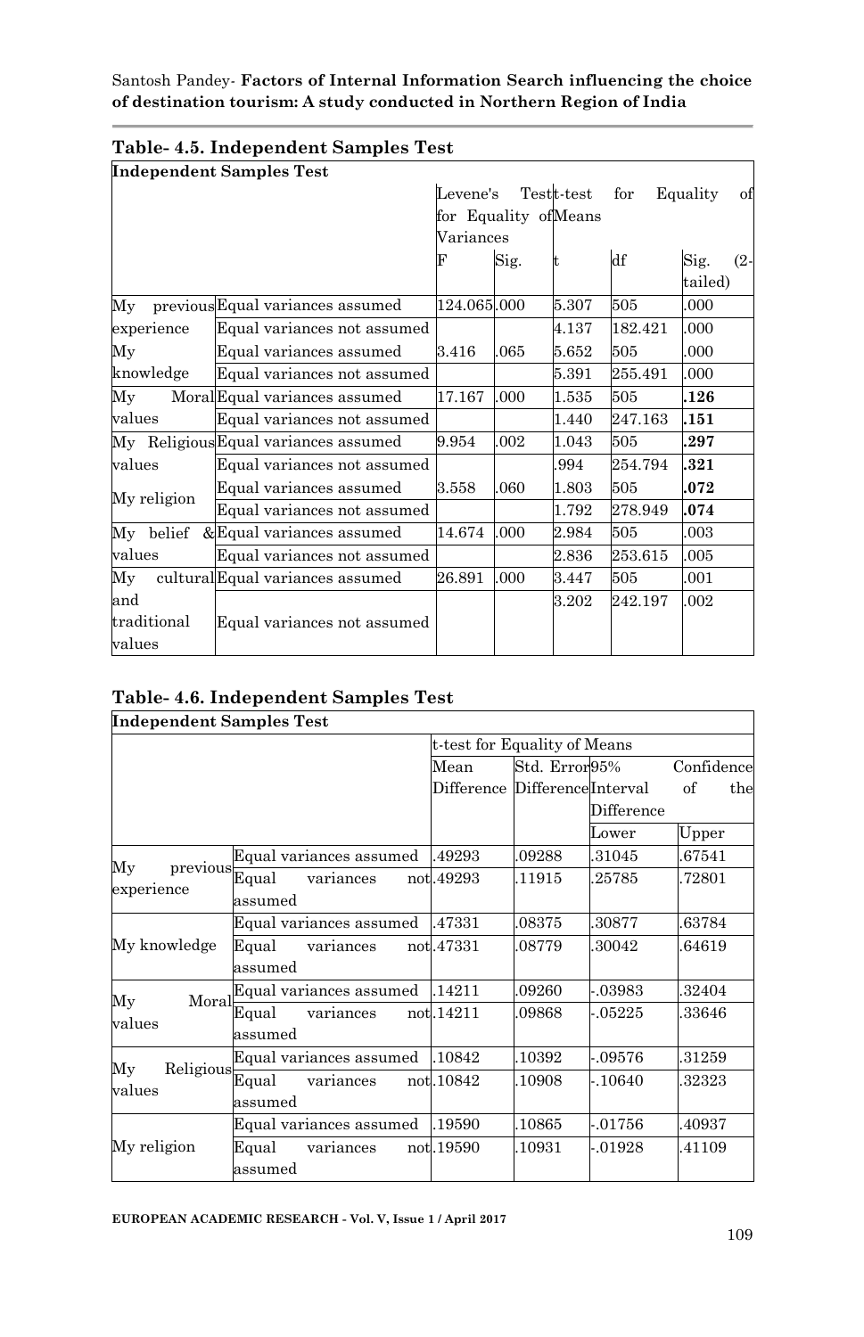**Table- 4.5. Independent Samples Test**

| Independent Samples Test | | | | | | |
|---|---|---|---|---|---|---|
| | | Levene's Test for Equality of Variances | | t-test for Equality of Means | | |
| | | F | Sig. | t | df | Sig. (2-tailed) |
| My previous experience | Equal variances assumed | 124.065 | .000 | 5.307 | 505 | .000 |
| | Equal variances not assumed | | | 4.137 | 182.421 | .000 |
| My knowledge | Equal variances assumed | 3.416 | .065 | 5.652 | 505 | .000 |
| | Equal variances not assumed | | | 5.391 | 255.491 | .000 |
| My Moral values | Equal variances assumed | 17.167 | .000 | 1.535 | 505 | **.126** |
| | Equal variances not assumed | | | 1.440 | 247.163 | **.151** |
| My Religious values | Equal variances assumed | 9.954 | .002 | 1.043 | 505 | **.297** |
| | Equal variances not assumed | | | .994 | 254.794 | **.321** |
| My religion | Equal variances assumed | 3.558 | .060 | 1.803 | 505 | **.072** |
| | Equal variances not assumed | | | 1.792 | 278.949 | **.074** |
| My belief & values | Equal variances assumed | 14.674 | .000 | 2.984 | 505 | .003 |
| | Equal variances not assumed | | | 2.836 | 253.615 | .005 |
| My cultural and traditional values | Equal variances assumed | 26.891 | .000 | 3.447 | 505 | .001 |
| | Equal variances not assumed | | | 3.202 | 242.197 | .002 |

**Table- 4.6. Independent Samples Test**

| Independent Samples Test | | | | | |
|---|---|---|---|---|---|
| | | t-test for Equality of Means | | | |
| | | Mean Difference | Std. Error Difference | 95% Confidence Interval of the Difference | |
| | | | | Lower | Upper |
| My previous experience | Equal variances assumed | .49293 | .09288 | .31045 | .67541 |
| | Equal variances not assumed | .49293 | .11915 | .25785 | .72801 |
| My knowledge | Equal variances assumed | .47331 | .08375 | .30877 | .63784 |
| | Equal variances not assumed | .47331 | .08779 | .30042 | .64619 |
| My Moral values | Equal variances assumed | .14211 | .09260 | -.03983 | .32404 |
| | Equal variances not assumed | .14211 | .09868 | -.05225 | .33646 |
| My Religious values | Equal variances assumed | .10842 | .10392 | -.09576 | .31259 |
| | Equal variances not assumed | .10842 | .10908 | -.10640 | .32323 |
| My religion | Equal variances assumed | .19590 | .10865 | -.01756 | .40937 |
| | Equal variances not assumed | .19590 | .10931 | -.01928 | .41109 |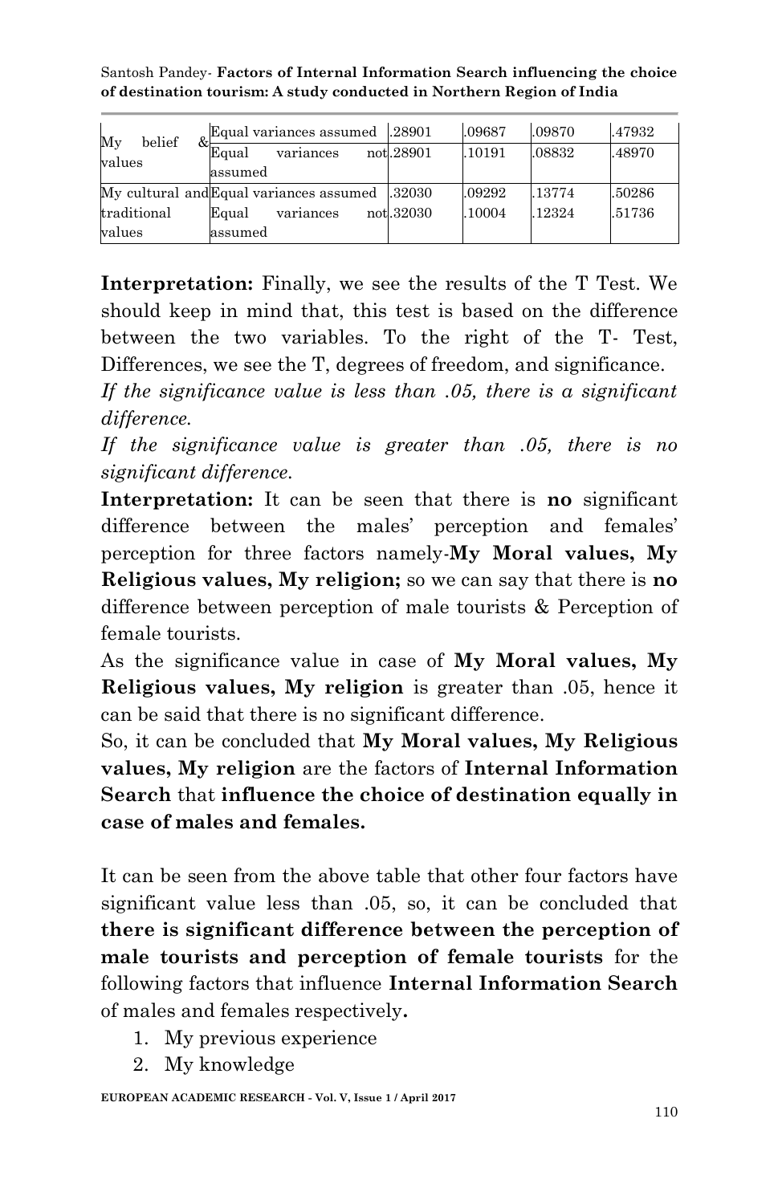| | | | | | |
|---|---|---|---|---|---|
| My belief & values | Equal variances assumed | .28901 | .09687 | .09870 | .47932 |
| | Equal variances not assumed | .28901 | .10191 | .08832 | .48970 |
| My cultural and traditional values | Equal variances assumed | .32030 | .09292 | .13774 | .50286 |
| | Equal variances not assumed | .32030 | .10004 | .12324 | .51736 |

**Interpretation:** Finally, we see the results of the T Test. We should keep in mind that, this test is based on the difference between the two variables. To the right of the T- Test, Differences, we see the T, degrees of freedom, and significance.

*If the significance value is less than .05, there is a significant difference.*

*If the significance value is greater than .05, there is no significant difference.*

**Interpretation:** It can be seen that there is **no** significant difference between the males' perception and females' perception for three factors namely-**My Moral values, My Religious values, My religion;** so we can say that there is **no** difference between perception of male tourists & Perception of female tourists.

As the significance value in case of **My Moral values, My Religious values, My religion** is greater than .05, hence it can be said that there is no significant difference.

So, it can be concluded that **My Moral values, My Religious values, My religion** are the factors of **Internal Information Search** that **influence the choice of destination equally in case of males and females.**

It can be seen from the above table that other four factors have significant value less than .05, so, it can be concluded that **there is significant difference between the perception of male tourists and perception of female tourists** for the following factors that influence **Internal Information Search** of males and females respectively**.**

1. My previous experience
2. My knowledge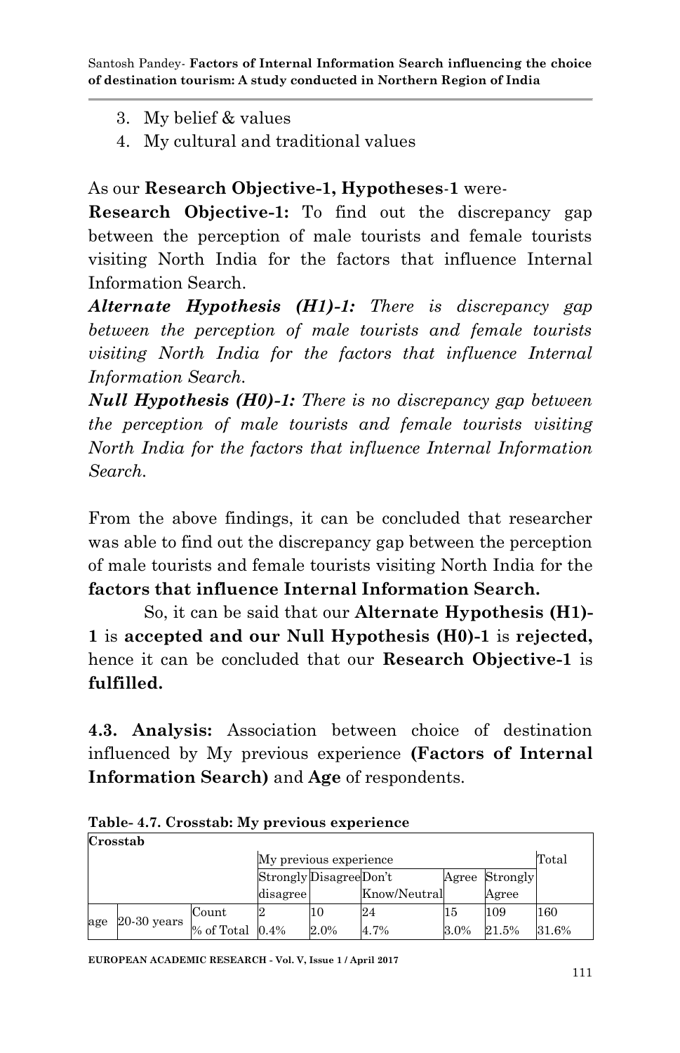3. My belief & values
4. My cultural and traditional values

As our **Research Objective-1, Hypotheses-1** were-

**Research Objective-1:** To find out the discrepancy gap between the perception of male tourists and female tourists visiting North India for the factors that influence Internal Information Search.

***Alternate Hypothesis (H1)-1:*** *There is discrepancy gap between the perception of male tourists and female tourists visiting North India for the factors that influence Internal Information Search.*

***Null Hypothesis (H0)-1:*** *There is no discrepancy gap between the perception of male tourists and female tourists visiting North India for the factors that influence Internal Information Search.*

From the above findings, it can be concluded that researcher was able to find out the discrepancy gap between the perception of male tourists and female tourists visiting North India for the **factors that influence Internal Information Search.**

So, it can be said that our **Alternate Hypothesis (H1)-1** is **accepted and our Null Hypothesis (H0)-1** is **rejected,** hence it can be concluded that our **Research Objective-1** is **fulfilled.**

**4.3. Analysis:** Association between choice of destination influenced by My previous experience **(Factors of Internal Information Search)** and **Age** of respondents.

**Table- 4.7. Crosstab: My previous experience**

| Crosstab | | | | | | | | |
|---|---|---|---|---|---|---|---|---|
| | | | My previous experience | | | | | Total |
| | | | Strongly disagree | Disagree | Don't Know/Neutral | Agree | Strongly Agree | |
| age | 20-30 years | Count | 2 | 10 | 24 | 15 | 109 | 160 |
| | | % of Total | 0.4% | 2.0% | 4.7% | 3.0% | 21.5% | 31.6% |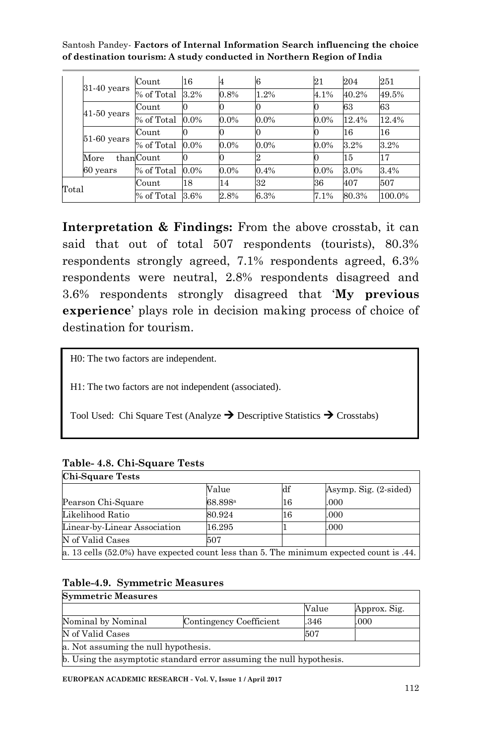|  | Count | 16 | 4 | 6 | 21 | 204 | 251 |
|---|---|---|---|---|---|---|---|
| 31-40 years | % of Total | 3.2% | 0.8% | 1.2% | 4.1% | 40.2% | 49.5% |
| 41-50 years | Count | 0 | 0 | 0 | 0 | 63 | 63 |
|  | % of Total | 0.0% | 0.0% | 0.0% | 0.0% | 12.4% | 12.4% |
| 51-60 years | Count | 0 | 0 | 0 | 0 | 16 | 16 |
|  | % of Total | 0.0% | 0.0% | 0.0% | 0.0% | 3.2% | 3.2% |
| More than 60 years | Count | 0 | 0 | 2 | 0 | 15 | 17 |
|  | % of Total | 0.0% | 0.0% | 0.4% | 0.0% | 3.0% | 3.4% |
| Total | Count | 18 | 14 | 32 | 36 | 407 | 507 |
|  | % of Total | 3.6% | 2.8% | 6.3% | 7.1% | 80.3% | 100.0% |

**Interpretation & Findings:** From the above crosstab, it can said that out of total 507 respondents (tourists), 80.3% respondents strongly agreed, 7.1% respondents agreed, 6.3% respondents were neutral, 2.8% respondents disagreed and 3.6% respondents strongly disagreed that '**My previous experience**' plays role in decision making process of choice of destination for tourism.

H0: The two factors are independent.

H1: The two factors are not independent (associated).

Tool Used: Chi Square Test (Analyze → Descriptive Statistics → Crosstabs)

**Table- 4.8. Chi-Square Tests**

| **Chi-Square Tests** | | | |
|---|---|---|---|
|  | Value | df | Asymp. Sig. (2-sided) |
| Pearson Chi-Square | 68.898[a] | 16 | .000 |
| Likelihood Ratio | 80.924 | 16 | .000 |
| Linear-by-Linear Association | 16.295 | 1 | .000 |
| N of Valid Cases | 507 |  |  |
| a. 13 cells (52.0%) have expected count less than 5. The minimum expected count is .44. | | | |

**Table-4.9. Symmetric Measures**

| **Symmetric Measures** | | | |
|---|---|---|---|
|  |  | Value | Approx. Sig. |
| Nominal by Nominal | Contingency Coefficient | .346 | .000 |
| N of Valid Cases |  | 507 |  |
| a. Not assuming the null hypothesis. | | | |
| b. Using the asymptotic standard error assuming the null hypothesis. | | | |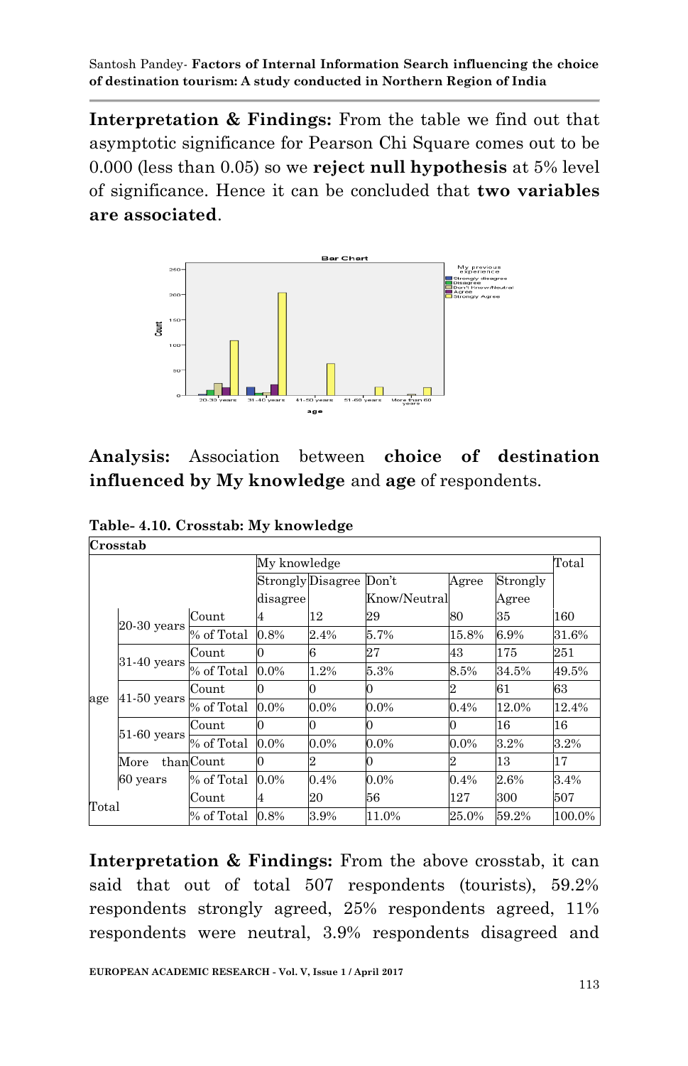**Interpretation & Findings:** From the table we find out that asymptotic significance for Pearson Chi Square comes out to be 0.000 (less than 0.05) so we **reject null hypothesis** at 5% level of significance. Hence it can be concluded that **two variables are associated**.

**Analysis:** Association between **choice of destination influenced by My knowledge** and **age** of respondents.

**Table- 4.10. Crosstab: My knowledge**

| Crosstab | | | | | | | | |
|---|---|---|---|---|---|---|---|---|
| | | | My knowledge | | | | | Total |
| | | | Strongly disagree | Disagree | Don't Know/Neutral | Agree | Strongly Agree | |
| age | 20-30 years | Count | 4 | 12 | 29 | 80 | 35 | 160 |
| | | % of Total | 0.8% | 2.4% | 5.7% | 15.8% | 6.9% | 31.6% |
| | 31-40 years | Count | 0 | 6 | 27 | 43 | 175 | 251 |
| | | % of Total | 0.0% | 1.2% | 5.3% | 8.5% | 34.5% | 49.5% |
| | 41-50 years | Count | 0 | 0 | 0 | 2 | 61 | 63 |
| | | % of Total | 0.0% | 0.0% | 0.0% | 0.4% | 12.0% | 12.4% |
| | 51-60 years | Count | 0 | 0 | 0 | 0 | 16 | 16 |
| | | % of Total | 0.0% | 0.0% | 0.0% | 0.0% | 3.2% | 3.2% |
| | More than 60 years | Count | 0 | 2 | 0 | 2 | 13 | 17 |
| | | % of Total | 0.0% | 0.4% | 0.0% | 0.4% | 2.6% | 3.4% |
| Total | | Count | 4 | 20 | 56 | 127 | 300 | 507 |
| | | % of Total | 0.8% | 3.9% | 11.0% | 25.0% | 59.2% | 100.0% |

**Interpretation & Findings:** From the above crosstab, it can said that out of total 507 respondents (tourists), 59.2% respondents strongly agreed, 25% respondents agreed, 11% respondents were neutral, 3.9% respondents disagreed and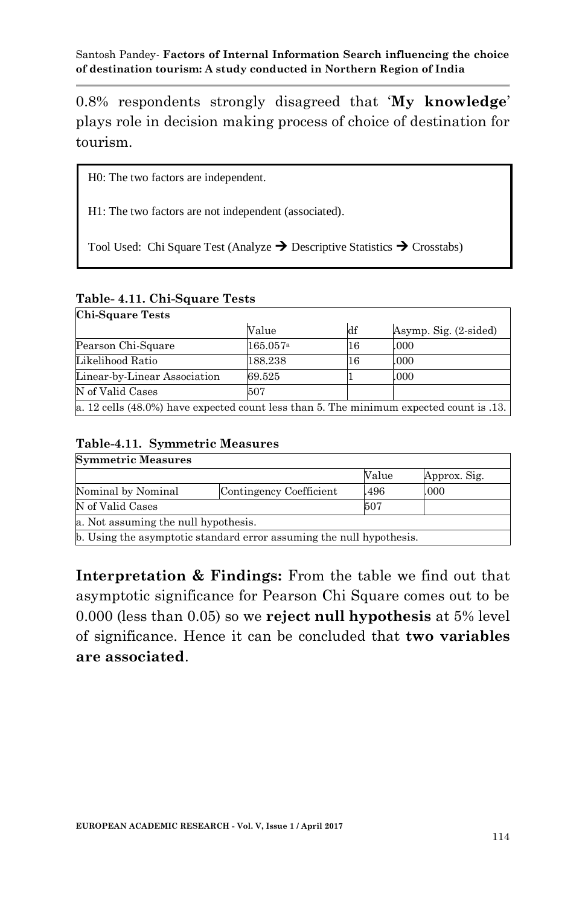0.8% respondents strongly disagreed that '**My knowledge**' plays role in decision making process of choice of destination for tourism.

H0: The two factors are independent.

H1: The two factors are not independent (associated).

Tool Used: Chi Square Test (Analyze → Descriptive Statistics → Crosstabs)

**Table- 4.11. Chi-Square Tests**

| **Chi-Square Tests** | | | |
|---|---|---|---|
| | Value | df | Asymp. Sig. (2-sided) |
| Pearson Chi-Square | 165.057[a] | 16 | .000 |
| Likelihood Ratio | 188.238 | 16 | .000 |
| Linear-by-Linear Association | 69.525 | 1 | .000 |
| N of Valid Cases | 507 | | |
| a. 12 cells (48.0%) have expected count less than 5. The minimum expected count is .13. | | | |

**Table-4.11. Symmetric Measures**

| **Symmetric Measures** | | | |
|---|---|---|---|
| | | Value | Approx. Sig. |
| Nominal by Nominal | Contingency Coefficient | .496 | .000 |
| N of Valid Cases | | 507 | |
| a. Not assuming the null hypothesis. | | | |
| b. Using the asymptotic standard error assuming the null hypothesis. | | | |

**Interpretation & Findings:** From the table we find out that asymptotic significance for Pearson Chi Square comes out to be 0.000 (less than 0.05) so we **reject null hypothesis** at 5% level of significance. Hence it can be concluded that **two variables are associated**.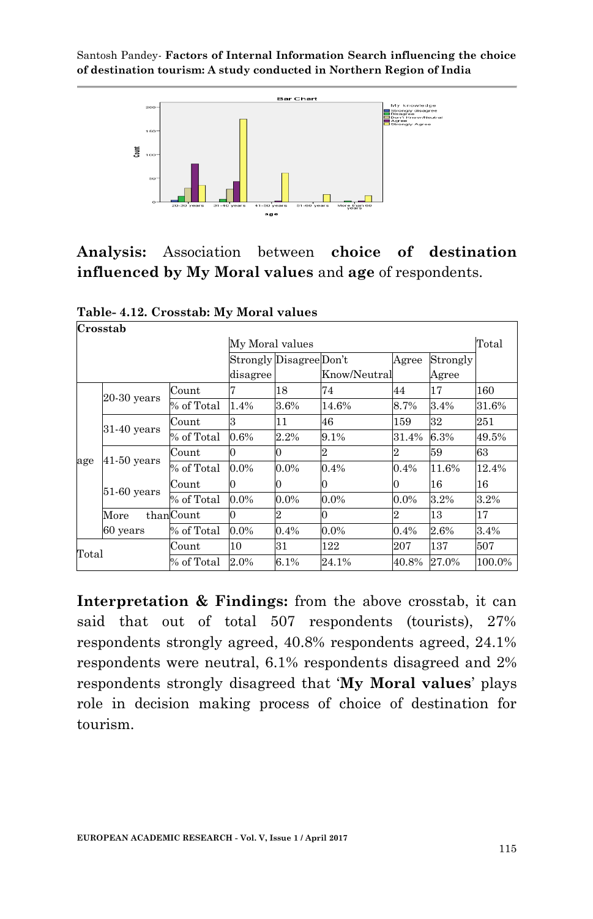**Analysis:** Association between **choice of destination influenced by My Moral values** and **age** of respondents.

**Table- 4.12. Crosstab: My Moral values**

| Crosstab | | | | | | | | |
|---|---|---|---|---|---|---|---|---|
| | | | My Moral values | | | | | Total |
| | | | Strongly disagree | Disagree | Don't Know/Neutral | Agree | Strongly Agree | |
| age | 20-30 years | Count | 7 | 18 | 74 | 44 | 17 | 160 |
| | | % of Total | 1.4% | 3.6% | 14.6% | 8.7% | 3.4% | 31.6% |
| | 31-40 years | Count | 3 | 11 | 46 | 159 | 32 | 251 |
| | | % of Total | 0.6% | 2.2% | 9.1% | 31.4% | 6.3% | 49.5% |
| | 41-50 years | Count | 0 | 0 | 2 | 2 | 59 | 63 |
| | | % of Total | 0.0% | 0.0% | 0.4% | 0.4% | 11.6% | 12.4% |
| | 51-60 years | Count | 0 | 0 | 0 | 0 | 16 | 16 |
| | | % of Total | 0.0% | 0.0% | 0.0% | 0.0% | 3.2% | 3.2% |
| | More than 60 years | Count | 0 | 2 | 0 | 2 | 13 | 17 |
| | | % of Total | 0.0% | 0.4% | 0.0% | 0.4% | 2.6% | 3.4% |
| Total | | Count | 10 | 31 | 122 | 207 | 137 | 507 |
| | | % of Total | 2.0% | 6.1% | 24.1% | 40.8% | 27.0% | 100.0% |

**Interpretation & Findings:** from the above crosstab, it can said that out of total 507 respondents (tourists), 27% respondents strongly agreed, 40.8% respondents agreed, 24.1% respondents were neutral, 6.1% respondents disagreed and 2% respondents strongly disagreed that '**My Moral values**' plays role in decision making process of choice of destination for tourism.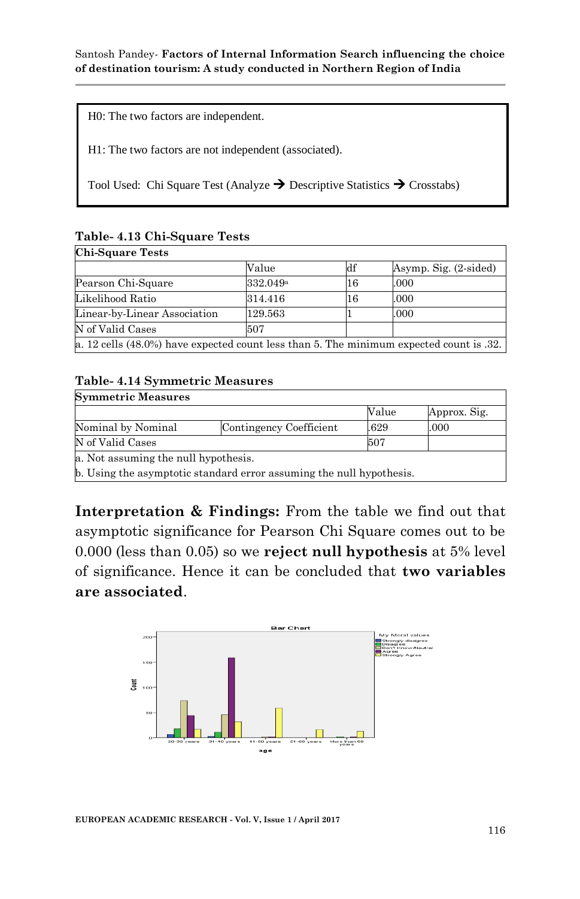H0: The two factors are independent.

H1: The two factors are not independent (associated).

Tool Used: Chi Square Test (Analyze → Descriptive Statistics → Crosstabs)

**Table- 4.13 Chi-Square Tests**

| Chi-Square Tests | | | |
|---|---|---|---|
| | Value | df | Asymp. Sig. (2-sided) |
| Pearson Chi-Square | 332.049[a] | 16 | .000 |
| Likelihood Ratio | 314.416 | 16 | .000 |
| Linear-by-Linear Association | 129.563 | 1 | .000 |
| N of Valid Cases | 507 | | |
| a. 12 cells (48.0%) have expected count less than 5. The minimum expected count is .32. | | | |

**Table- 4.14 Symmetric Measures**

| Symmetric Measures | | | |
|---|---|---|---|
| | | Value | Approx. Sig. |
| Nominal by Nominal | Contingency Coefficient | .629 | .000 |
| N of Valid Cases | | 507 | |
| a. Not assuming the null hypothesis. | | | |
| b. Using the asymptotic standard error assuming the null hypothesis. | | | |

**Interpretation & Findings:** From the table we find out that asymptotic significance for Pearson Chi Square comes out to be 0.000 (less than 0.05) so we **reject null hypothesis** at 5% level of significance. Hence it can be concluded that **two variables are associated**.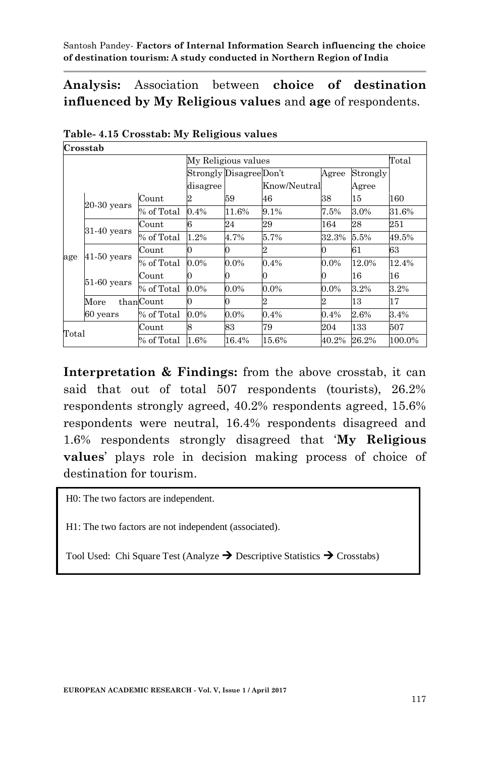**Analysis:** Association between **choice of destination influenced by My Religious values** and **age** of respondents.

**Table- 4.15 Crosstab: My Religious values**

**Crosstab**

| | | | My Religious values | | | | | Total |
|---|---|---|---|---|---|---|---|---|
| | | | Strongly disagree | Disagree | Don't Know/Neutral | Agree | Strongly Agree | |
| age | 20-30 years | Count | 2 | 59 | 46 | 38 | 15 | 160 |
| | | % of Total | 0.4% | 11.6% | 9.1% | 7.5% | 3.0% | 31.6% |
| | 31-40 years | Count | 6 | 24 | 29 | 164 | 28 | 251 |
| | | % of Total | 1.2% | 4.7% | 5.7% | 32.3% | 5.5% | 49.5% |
| | 41-50 years | Count | 0 | 0 | 2 | 0 | 61 | 63 |
| | | % of Total | 0.0% | 0.0% | 0.4% | 0.0% | 12.0% | 12.4% |
| | 51-60 years | Count | 0 | 0 | 0 | 0 | 16 | 16 |
| | | % of Total | 0.0% | 0.0% | 0.0% | 0.0% | 3.2% | 3.2% |
| | More than 60 years | Count | 0 | 0 | 2 | 2 | 13 | 17 |
| | | % of Total | 0.0% | 0.0% | 0.4% | 0.4% | 2.6% | 3.4% |
| Total | | Count | 8 | 83 | 79 | 204 | 133 | 507 |
| | | % of Total | 1.6% | 16.4% | 15.6% | 40.2% | 26.2% | 100.0% |

**Interpretation & Findings:** from the above crosstab, it can said that out of total 507 respondents (tourists), 26.2% respondents strongly agreed, 40.2% respondents agreed, 15.6% respondents were neutral, 16.4% respondents disagreed and 1.6% respondents strongly disagreed that '**My Religious values**' plays role in decision making process of choice of destination for tourism.

H0: The two factors are independent.

H1: The two factors are not independent (associated).

Tool Used: Chi Square Test (Analyze → Descriptive Statistics → Crosstabs)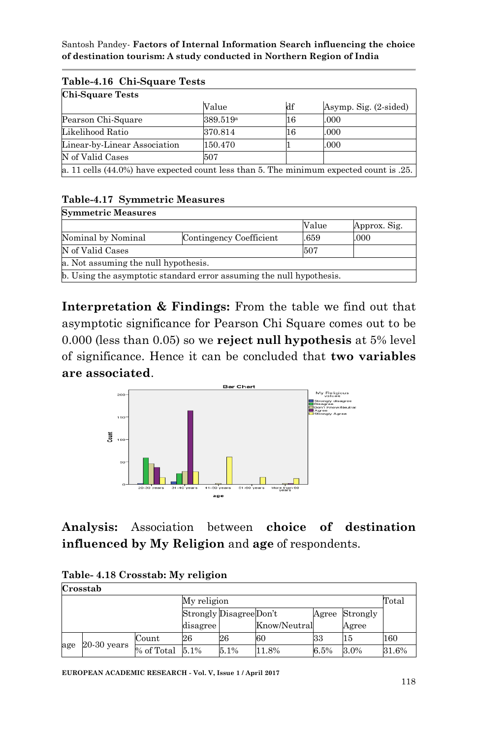**Table-4.16 Chi-Square Tests**

| Chi-Square Tests | | | |
|---|---|---|---|
| | Value | df | Asymp. Sig. (2-sided) |
| Pearson Chi-Square | 389.519[a] | 16 | .000 |
| Likelihood Ratio | 370.814 | 16 | .000 |
| Linear-by-Linear Association | 150.470 | 1 | .000 |
| N of Valid Cases | 507 | | |
| a. 11 cells (44.0%) have expected count less than 5. The minimum expected count is .25. | | | |

**Table-4.17 Symmetric Measures**

| Symmetric Measures | | | |
|---|---|---|---|
| | | Value | Approx. Sig. |
| Nominal by Nominal | Contingency Coefficient | .659 | .000 |
| N of Valid Cases | | 507 | |
| a. Not assuming the null hypothesis. | | | |
| b. Using the asymptotic standard error assuming the null hypothesis. | | | |

**Interpretation & Findings:** From the table we find out that asymptotic significance for Pearson Chi Square comes out to be 0.000 (less than 0.05) so we **reject null hypothesis** at 5% level of significance. Hence it can be concluded that **two variables are associated**.

**Analysis:** Association between **choice of destination influenced by My Religion** and **age** of respondents.

**Table- 4.18 Crosstab: My religion**

| Crosstab | | | | | | | | |
|---|---|---|---|---|---|---|---|---|
| | | | My religion | | | | | Total |
| | | | Strongly disagree | Disagree | Don't Know/Neutral | Agree | Strongly Agree | |
| age | 20-30 years | Count | 26 | 26 | 60 | 33 | 15 | 160 |
| | | % of Total | 5.1% | 5.1% | 11.8% | 6.5% | 3.0% | 31.6% |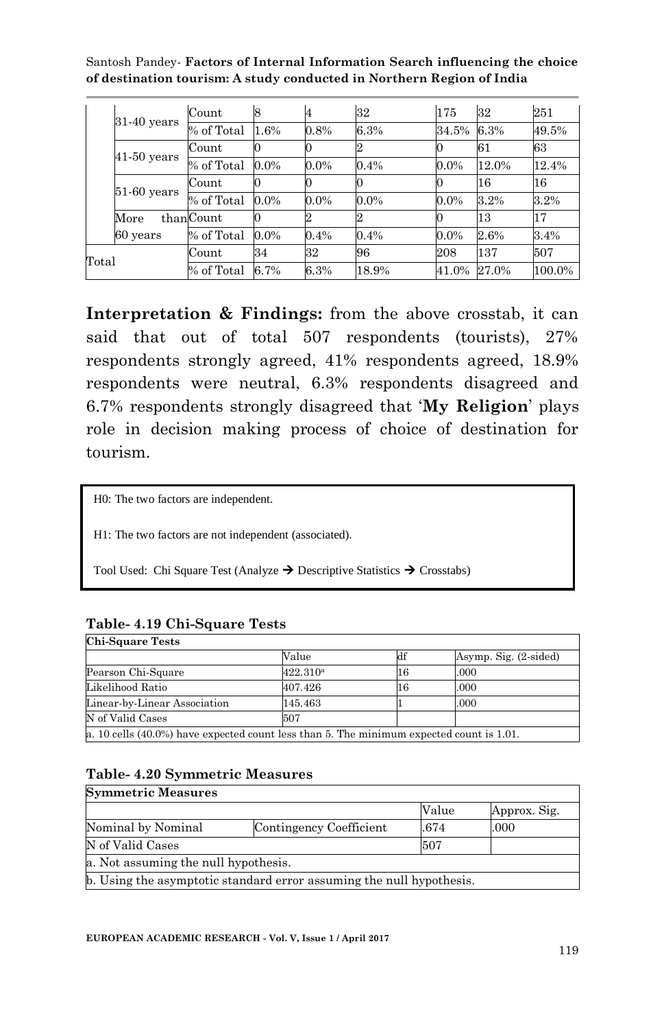|  |  |  |  |  |  |  |  |  |
|---|---|---|---|---|---|---|---|---|
|  | 31-40 years | Count | 8 | 4 | 32 | 175 | 32 | 251 |
|  |  | % of Total | 1.6% | 0.8% | 6.3% | 34.5% | 6.3% | 49.5% |
|  | 41-50 years | Count | 0 | 0 | 2 | 0 | 61 | 63 |
|  |  | % of Total | 0.0% | 0.0% | 0.4% | 0.0% | 12.0% | 12.4% |
|  | 51-60 years | Count | 0 | 0 | 0 | 0 | 16 | 16 |
|  |  | % of Total | 0.0% | 0.0% | 0.0% | 0.0% | 3.2% | 3.2% |
|  | More than 60 years | Count | 0 | 2 | 2 | 0 | 13 | 17 |
|  |  | % of Total | 0.0% | 0.4% | 0.4% | 0.0% | 2.6% | 3.4% |
| Total |  | Count | 34 | 32 | 96 | 208 | 137 | 507 |
|  |  | % of Total | 6.7% | 6.3% | 18.9% | 41.0% | 27.0% | 100.0% |

**Interpretation & Findings:** from the above crosstab, it can said that out of total 507 respondents (tourists), 27% respondents strongly agreed, 41% respondents agreed, 18.9% respondents were neutral, 6.3% respondents disagreed and 6.7% respondents strongly disagreed that '**My Religion**' plays role in decision making process of choice of destination for tourism.

H0: The two factors are independent.

H1: The two factors are not independent (associated).

Tool Used: Chi Square Test (Analyze → Descriptive Statistics → Crosstabs)

**Table- 4.19 Chi-Square Tests**

| Chi-Square Tests | Value | df | Asymp. Sig. (2-sided) |
|---|---|---|---|
| Pearson Chi-Square | 422.310[a] | 16 | .000 |
| Likelihood Ratio | 407.426 | 16 | .000 |
| Linear-by-Linear Association | 145.463 | 1 | .000 |
| N of Valid Cases | 507 |  |  |

a. 10 cells (40.0%) have expected count less than 5. The minimum expected count is 1.01.

**Table- 4.20 Symmetric Measures**

| Symmetric Measures |  | Value | Approx. Sig. |
|---|---|---|---|
| Nominal by Nominal | Contingency Coefficient | .674 | .000 |
| N of Valid Cases |  | 507 |  |

a. Not assuming the null hypothesis.

b. Using the asymptotic standard error assuming the null hypothesis.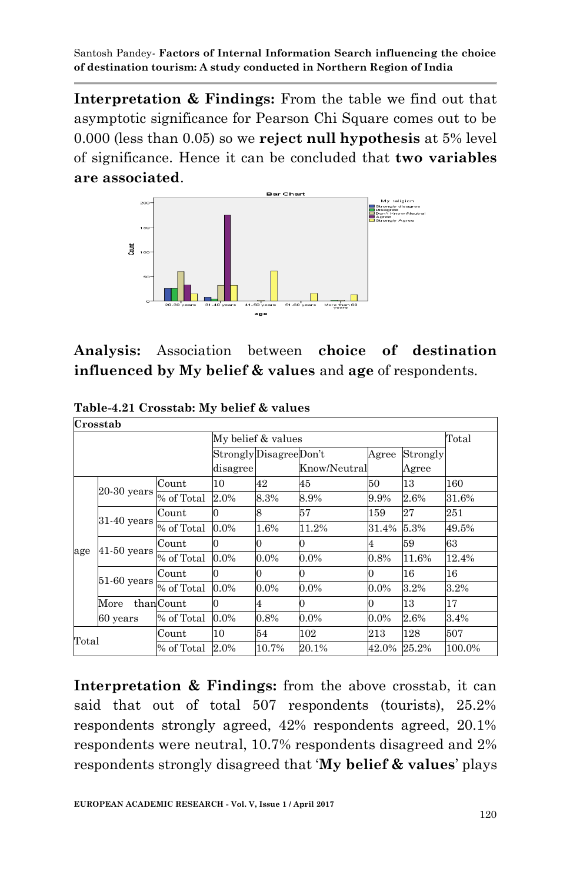**Interpretation & Findings:** From the table we find out that asymptotic significance for Pearson Chi Square comes out to be 0.000 (less than 0.05) so we **reject null hypothesis** at 5% level of significance. Hence it can be concluded that **two variables are associated**.

**Analysis:** Association between **choice of destination influenced by My belief & values** and **age** of respondents.

**Table-4.21 Crosstab: My belief & values**

| Crosstab | | | | | | | | |
|---|---|---|---|---|---|---|---|---|
| | | | My belief & values | | | | | Total |
| | | | Strongly disagree | Disagree | Don't Know/Neutral | Agree | Strongly Agree | |
| age | 20-30 years | Count | 10 | 42 | 45 | 50 | 13 | 160 |
| | | % of Total | 2.0% | 8.3% | 8.9% | 9.9% | 2.6% | 31.6% |
| | 31-40 years | Count | 0 | 8 | 57 | 159 | 27 | 251 |
| | | % of Total | 0.0% | 1.6% | 11.2% | 31.4% | 5.3% | 49.5% |
| | 41-50 years | Count | 0 | 0 | 0 | 4 | 59 | 63 |
| | | % of Total | 0.0% | 0.0% | 0.0% | 0.8% | 11.6% | 12.4% |
| | 51-60 years | Count | 0 | 0 | 0 | 0 | 16 | 16 |
| | | % of Total | 0.0% | 0.0% | 0.0% | 0.0% | 3.2% | 3.2% |
| | More than 60 years | Count | 0 | 4 | 0 | 0 | 13 | 17 |
| | | % of Total | 0.0% | 0.8% | 0.0% | 0.0% | 2.6% | 3.4% |
| Total | | Count | 10 | 54 | 102 | 213 | 128 | 507 |
| | | % of Total | 2.0% | 10.7% | 20.1% | 42.0% | 25.2% | 100.0% |

**Interpretation & Findings:** from the above crosstab, it can said that out of total 507 respondents (tourists), 25.2% respondents strongly agreed, 42% respondents agreed, 20.1% respondents were neutral, 10.7% respondents disagreed and 2% respondents strongly disagreed that '**My belief & values**' plays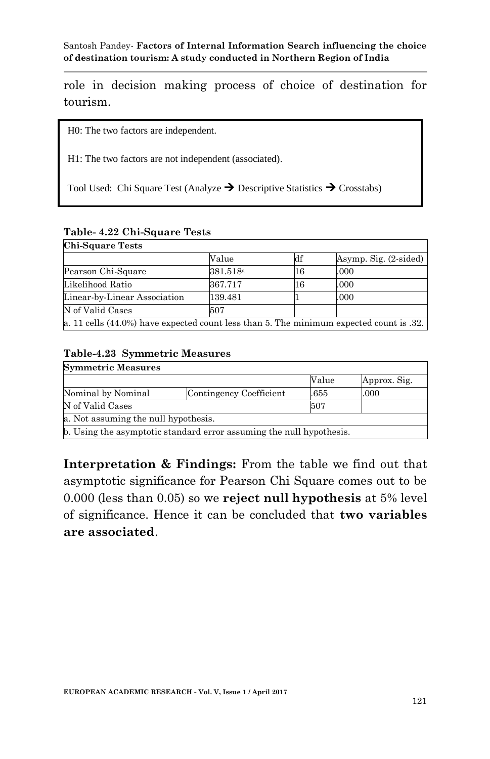role in decision making process of choice of destination for tourism.

H0: The two factors are independent.

H1: The two factors are not independent (associated).

Tool Used: Chi Square Test (Analyze → Descriptive Statistics → Crosstabs)

**Table- 4.22 Chi-Square Tests**

| **Chi-Square Tests** | | | |
|---|---|---|---|
| | Value | df | Asymp. Sig. (2-sided) |
| Pearson Chi-Square | 381.518[a] | 16 | .000 |
| Likelihood Ratio | 367.717 | 16 | .000 |
| Linear-by-Linear Association | 139.481 | 1 | .000 |
| N of Valid Cases | 507 | | |
| a. 11 cells (44.0%) have expected count less than 5. The minimum expected count is .32. | | | |

**Table-4.23 Symmetric Measures**

| **Symmetric Measures** | | | |
|---|---|---|---|
| | | Value | Approx. Sig. |
| Nominal by Nominal | Contingency Coefficient | .655 | .000 |
| N of Valid Cases | | 507 | |
| a. Not assuming the null hypothesis. | | | |
| b. Using the asymptotic standard error assuming the null hypothesis. | | | |

**Interpretation & Findings:** From the table we find out that asymptotic significance for Pearson Chi Square comes out to be 0.000 (less than 0.05) so we **reject null hypothesis** at 5% level of significance. Hence it can be concluded that **two variables are associated**.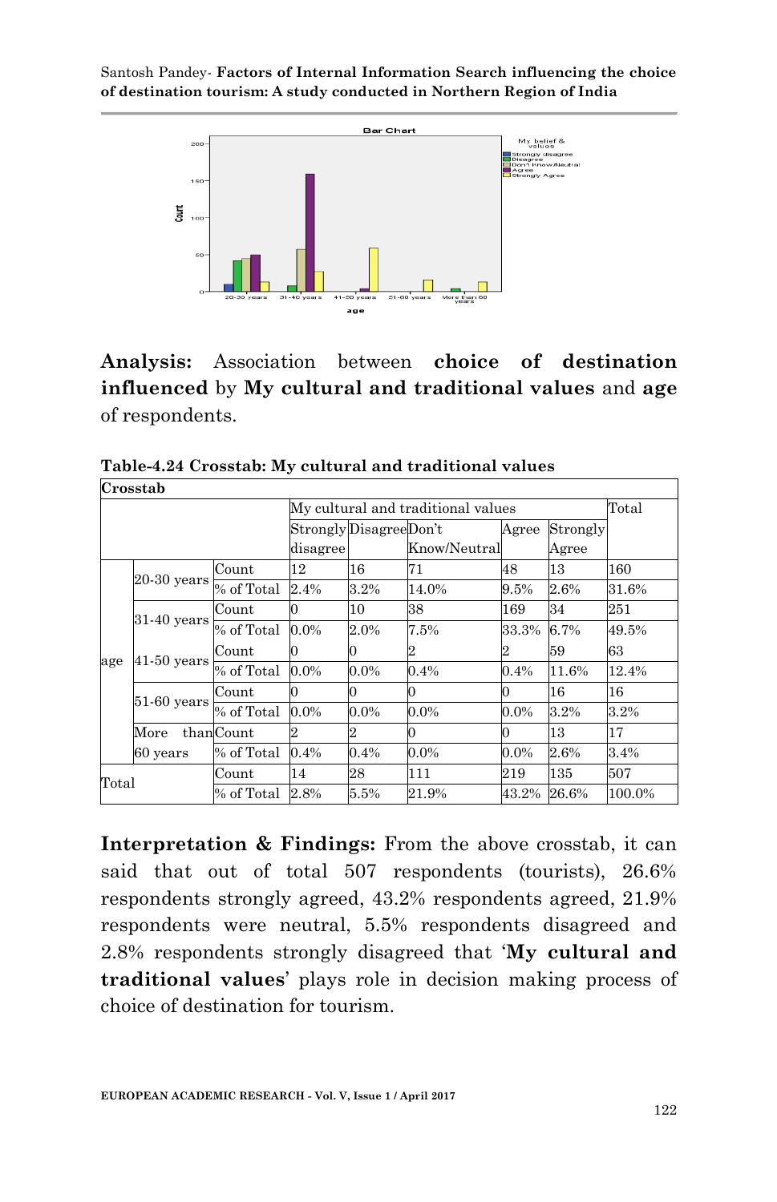**Analysis:** Association between **choice of destination influenced** by **My cultural and traditional values** and **age** of respondents.

**Table-4.24 Crosstab: My cultural and traditional values**

| Crosstab | | | | | | | | |
|---|---|---|---|---|---|---|---|---|
| | | | My cultural and traditional values | | | | | Total |
| | | | Strongly disagree | Disagree | Don't Know/Neutral | Agree | Strongly Agree | |
| age | 20-30 years | Count | 12 | 16 | 71 | 48 | 13 | 160 |
| | | % of Total | 2.4% | 3.2% | 14.0% | 9.5% | 2.6% | 31.6% |
| | 31-40 years | Count | 0 | 10 | 38 | 169 | 34 | 251 |
| | | % of Total | 0.0% | 2.0% | 7.5% | 33.3% | 6.7% | 49.5% |
| | 41-50 years | Count | 0 | 0 | 2 | 2 | 59 | 63 |
| | | % of Total | 0.0% | 0.0% | 0.4% | 0.4% | 11.6% | 12.4% |
| | 51-60 years | Count | 0 | 0 | 0 | 0 | 16 | 16 |
| | | % of Total | 0.0% | 0.0% | 0.0% | 0.0% | 3.2% | 3.2% |
| | More than 60 years | Count | 2 | 2 | 0 | 0 | 13 | 17 |
| | | % of Total | 0.4% | 0.4% | 0.0% | 0.0% | 2.6% | 3.4% |
| Total | | Count | 14 | 28 | 111 | 219 | 135 | 507 |
| | | % of Total | 2.8% | 5.5% | 21.9% | 43.2% | 26.6% | 100.0% |

**Interpretation & Findings:** From the above crosstab, it can said that out of total 507 respondents (tourists), 26.6% respondents strongly agreed, 43.2% respondents agreed, 21.9% respondents were neutral, 5.5% respondents disagreed and 2.8% respondents strongly disagreed that '**My cultural and traditional values**' plays role in decision making process of choice of destination for tourism.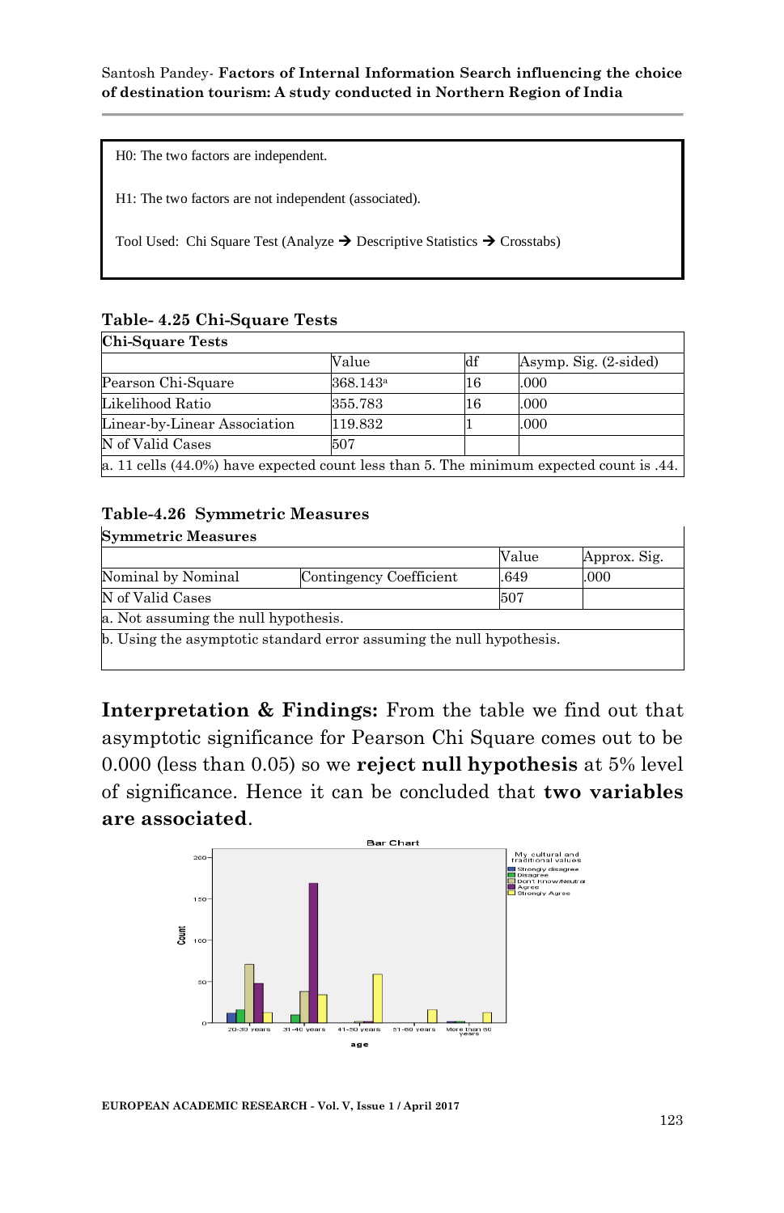H0: The two factors are independent.

H1: The two factors are not independent (associated).

Tool Used: Chi Square Test (Analyze ➔ Descriptive Statistics ➔ Crosstabs)

**Table- 4.25 Chi-Square Tests**

| Chi-Square Tests | | | |
|---|---|---|---|
| | Value | df | Asymp. Sig. (2-sided) |
| Pearson Chi-Square | 368.143[a] | 16 | .000 |
| Likelihood Ratio | 355.783 | 16 | .000 |
| Linear-by-Linear Association | 119.832 | 1 | .000 |
| N of Valid Cases | 507 | | |

a. 11 cells (44.0%) have expected count less than 5. The minimum expected count is .44.

**Table-4.26 Symmetric Measures**

| Symmetric Measures | | | |
|---|---|---|---|
| | | Value | Approx. Sig. |
| Nominal by Nominal | Contingency Coefficient | .649 | .000 |
| N of Valid Cases | | 507 | |

a. Not assuming the null hypothesis.

b. Using the asymptotic standard error assuming the null hypothesis.

**Interpretation & Findings:** From the table we find out that asymptotic significance for Pearson Chi Square comes out to be 0.000 (less than 0.05) so we **reject null hypothesis** at 5% level of significance. Hence it can be concluded that **two variables are associated**.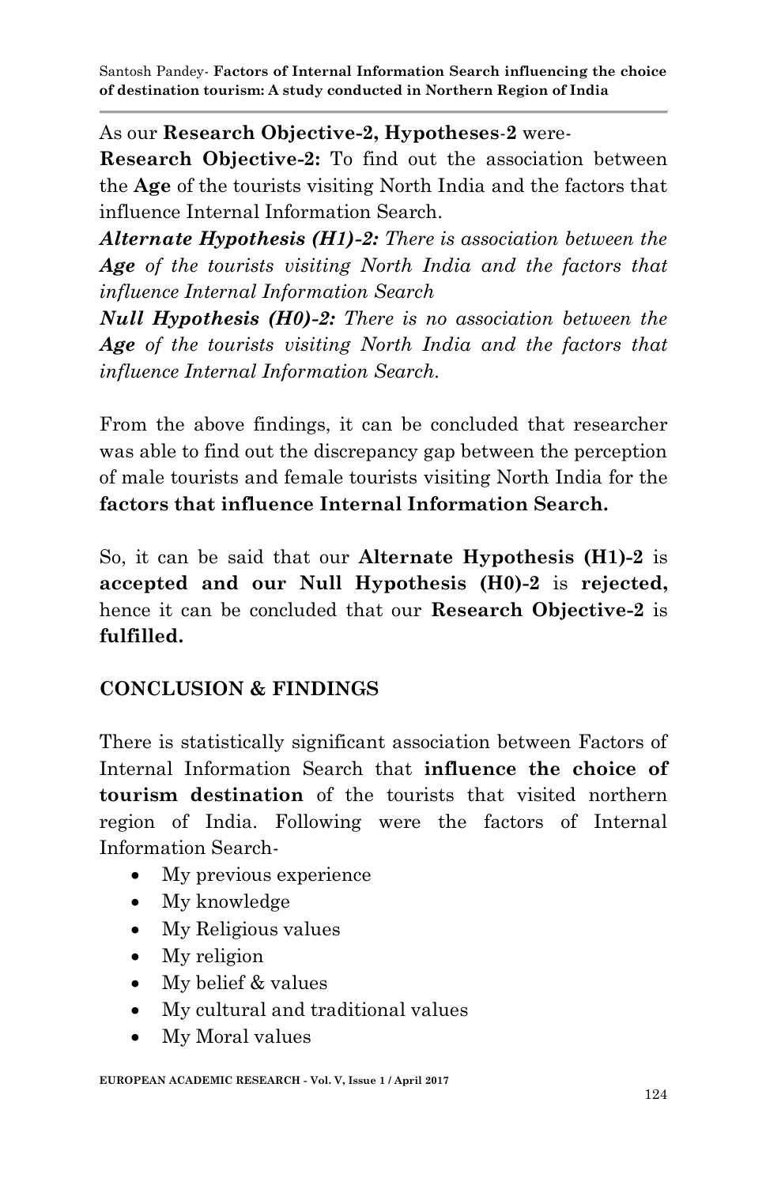As our **Research Objective-2, Hypotheses-2** were-

**Research Objective-2:** To find out the association between the **Age** of the tourists visiting North India and the factors that influence Internal Information Search.

***Alternate Hypothesis (H1)-2:*** *There is association between the* ***Age*** *of the tourists visiting North India and the factors that influence Internal Information Search*

***Null Hypothesis (H0)-2:*** *There is no association between the* ***Age*** *of the tourists visiting North India and the factors that influence Internal Information Search.*

From the above findings, it can be concluded that researcher was able to find out the discrepancy gap between the perception of male tourists and female tourists visiting North India for the **factors that influence Internal Information Search.**

So, it can be said that our **Alternate Hypothesis (H1)-2** is **accepted and our Null Hypothesis (H0)-2** is **rejected,** hence it can be concluded that our **Research Objective-2** is **fulfilled.**

## CONCLUSION & FINDINGS

There is statistically significant association between Factors of Internal Information Search that **influence the choice of tourism destination** of the tourists that visited northern region of India. Following were the factors of Internal Information Search-

- My previous experience
- My knowledge
- My Religious values
- My religion
- My belief & values
- My cultural and traditional values
- My Moral values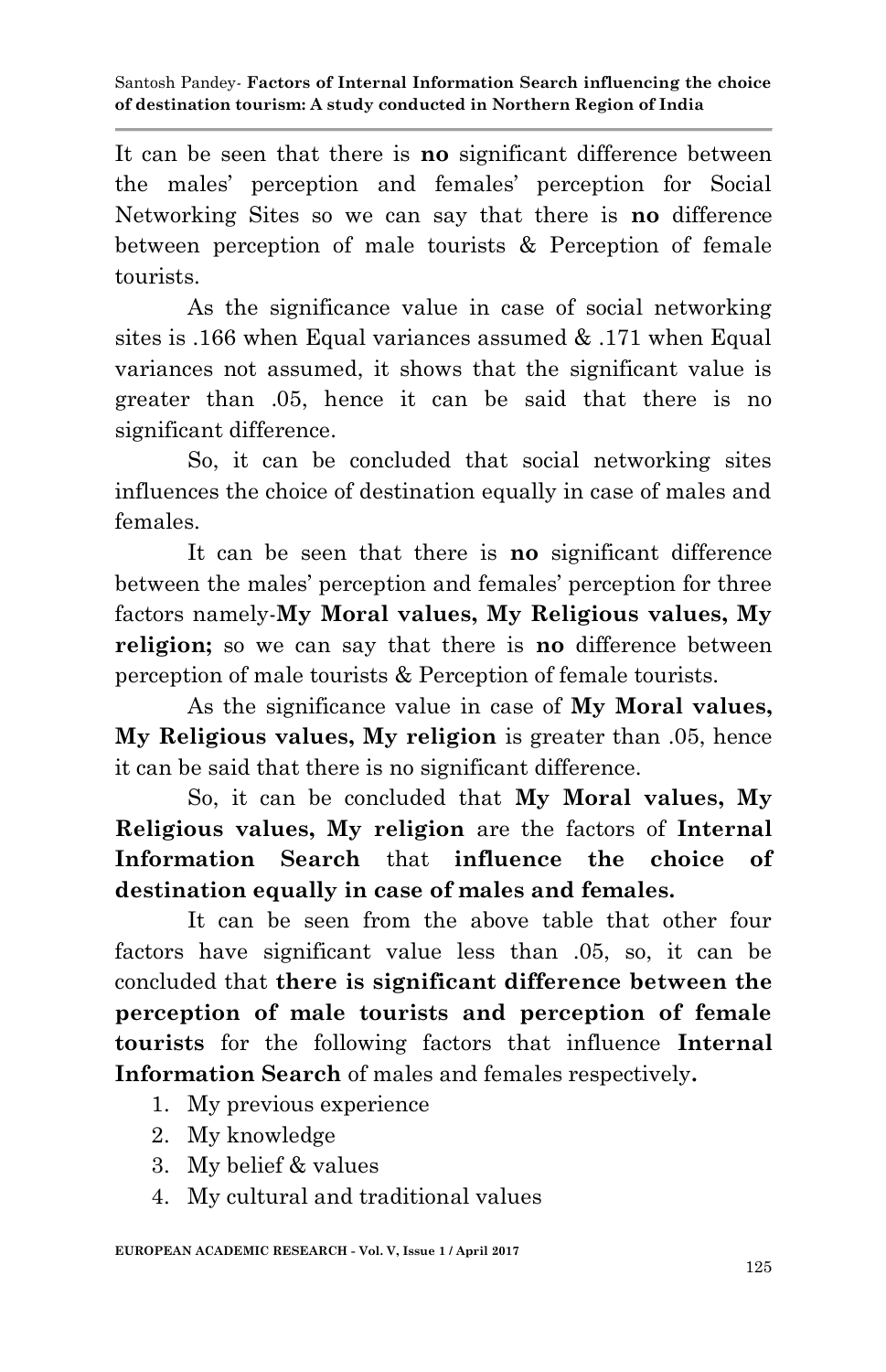It can be seen that there is **no** significant difference between the males' perception and females' perception for Social Networking Sites so we can say that there is **no** difference between perception of male tourists & Perception of female tourists.

As the significance value in case of social networking sites is .166 when Equal variances assumed & .171 when Equal variances not assumed, it shows that the significant value is greater than .05, hence it can be said that there is no significant difference.

So, it can be concluded that social networking sites influences the choice of destination equally in case of males and females.

It can be seen that there is **no** significant difference between the males' perception and females' perception for three factors namely-**My Moral values, My Religious values, My religion;** so we can say that there is **no** difference between perception of male tourists & Perception of female tourists.

As the significance value in case of **My Moral values, My Religious values, My religion** is greater than .05, hence it can be said that there is no significant difference.

So, it can be concluded that **My Moral values, My Religious values, My religion** are the factors of **Internal Information Search** that **influence the choice of destination equally in case of males and females.**

It can be seen from the above table that other four factors have significant value less than .05, so, it can be concluded that **there is significant difference between the perception of male tourists and perception of female tourists** for the following factors that influence **Internal Information Search** of males and females respectively**.**

1. My previous experience
2. My knowledge
3. My belief & values
4. My cultural and traditional values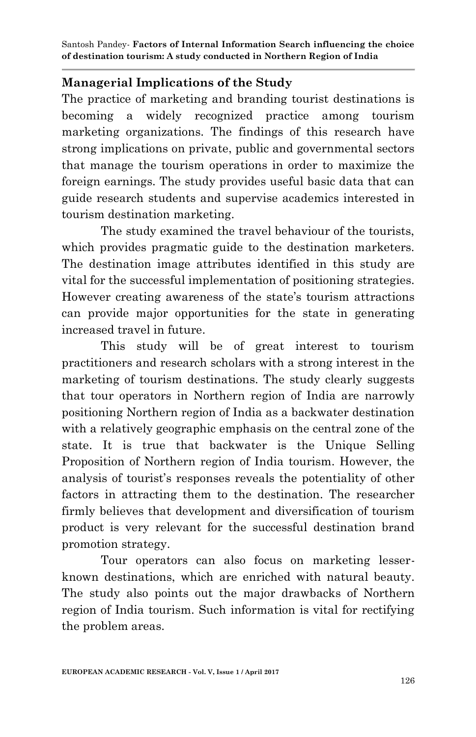## Managerial Implications of the Study

The practice of marketing and branding tourist destinations is becoming a widely recognized practice among tourism marketing organizations. The findings of this research have strong implications on private, public and governmental sectors that manage the tourism operations in order to maximize the foreign earnings. The study provides useful basic data that can guide research students and supervise academics interested in tourism destination marketing.

The study examined the travel behaviour of the tourists, which provides pragmatic guide to the destination marketers. The destination image attributes identified in this study are vital for the successful implementation of positioning strategies. However creating awareness of the state's tourism attractions can provide major opportunities for the state in generating increased travel in future.

This study will be of great interest to tourism practitioners and research scholars with a strong interest in the marketing of tourism destinations. The study clearly suggests that tour operators in Northern region of India are narrowly positioning Northern region of India as a backwater destination with a relatively geographic emphasis on the central zone of the state. It is true that backwater is the Unique Selling Proposition of Northern region of India tourism. However, the analysis of tourist's responses reveals the potentiality of other factors in attracting them to the destination. The researcher firmly believes that development and diversification of tourism product is very relevant for the successful destination brand promotion strategy.

Tour operators can also focus on marketing lesser-known destinations, which are enriched with natural beauty. The study also points out the major drawbacks of Northern region of India tourism. Such information is vital for rectifying the problem areas.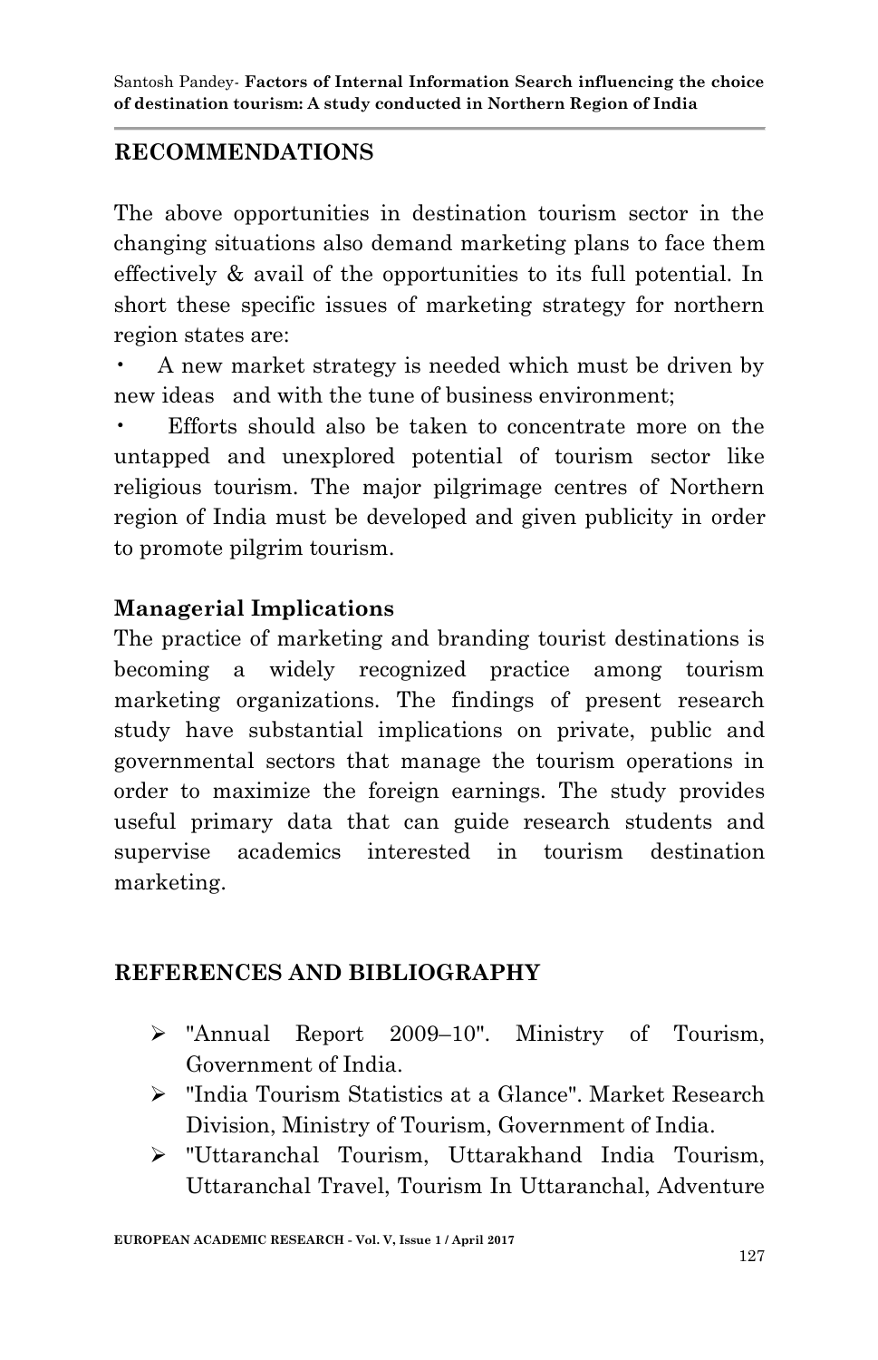## RECOMMENDATIONS

The above opportunities in destination tourism sector in the changing situations also demand marketing plans to face them effectively & avail of the opportunities to its full potential. In short these specific issues of marketing strategy for northern region states are:

- A new market strategy is needed which must be driven by new ideas and with the tune of business environment;
- Efforts should also be taken to concentrate more on the untapped and unexplored potential of tourism sector like religious tourism. The major pilgrimage centres of Northern region of India must be developed and given publicity in order to promote pilgrim tourism.

### Managerial Implications

The practice of marketing and branding tourist destinations is becoming a widely recognized practice among tourism marketing organizations. The findings of present research study have substantial implications on private, public and governmental sectors that manage the tourism operations in order to maximize the foreign earnings. The study provides useful primary data that can guide research students and supervise academics interested in tourism destination marketing.

## REFERENCES AND BIBLIOGRAPHY

- "Annual Report 2009–10". Ministry of Tourism, Government of India.
- "India Tourism Statistics at a Glance". Market Research Division, Ministry of Tourism, Government of India.
- "Uttaranchal Tourism, Uttarakhand India Tourism, Uttaranchal Travel, Tourism In Uttaranchal, Adventure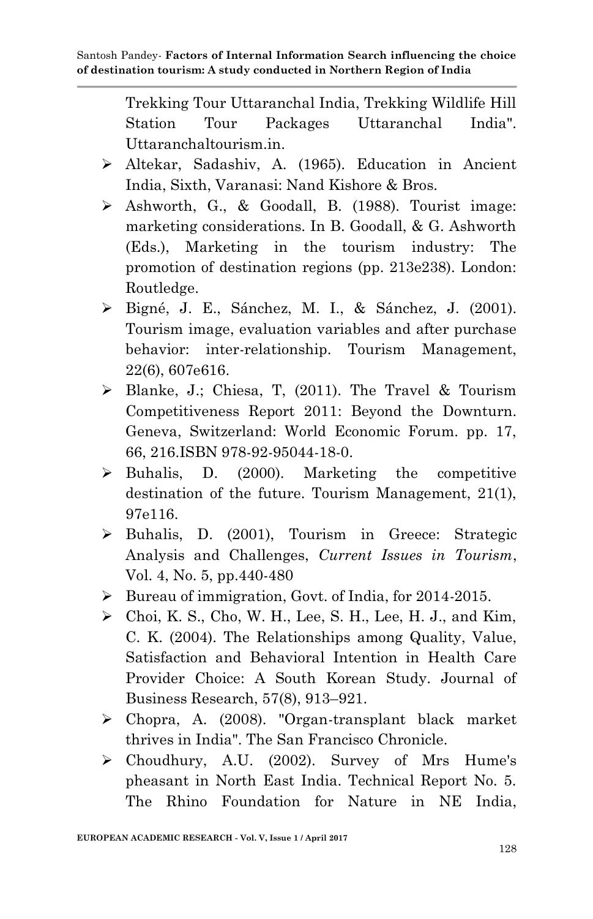Trekking Tour Uttaranchal India, Trekking Wildlife Hill Station Tour Packages Uttaranchal India". Uttaranchaltourism.in.

- Altekar, Sadashiv, A. (1965). Education in Ancient India, Sixth, Varanasi: Nand Kishore & Bros.
- Ashworth, G., & Goodall, B. (1988). Tourist image: marketing considerations. In B. Goodall, & G. Ashworth (Eds.), Marketing in the tourism industry: The promotion of destination regions (pp. 213e238). London: Routledge.
- Bigné, J. E., Sánchez, M. I., & Sánchez, J. (2001). Tourism image, evaluation variables and after purchase behavior: inter-relationship. Tourism Management, 22(6), 607e616.
- Blanke, J.; Chiesa, T, (2011). The Travel & Tourism Competitiveness Report 2011: Beyond the Downturn. Geneva, Switzerland: World Economic Forum. pp. 17, 66, 216.ISBN 978-92-95044-18-0.
- Buhalis, D. (2000). Marketing the competitive destination of the future. Tourism Management, 21(1), 97e116.
- Buhalis, D. (2001), Tourism in Greece: Strategic Analysis and Challenges, *Current Issues in Tourism*, Vol. 4, No. 5, pp.440-480
- Bureau of immigration, Govt. of India, for 2014-2015.
- Choi, K. S., Cho, W. H., Lee, S. H., Lee, H. J., and Kim, C. K. (2004). The Relationships among Quality, Value, Satisfaction and Behavioral Intention in Health Care Provider Choice: A South Korean Study. Journal of Business Research, 57(8), 913–921.
- Chopra, A. (2008). "Organ-transplant black market thrives in India". The San Francisco Chronicle.
- Choudhury, A.U. (2002). Survey of Mrs Hume's pheasant in North East India. Technical Report No. 5. The Rhino Foundation for Nature in NE India,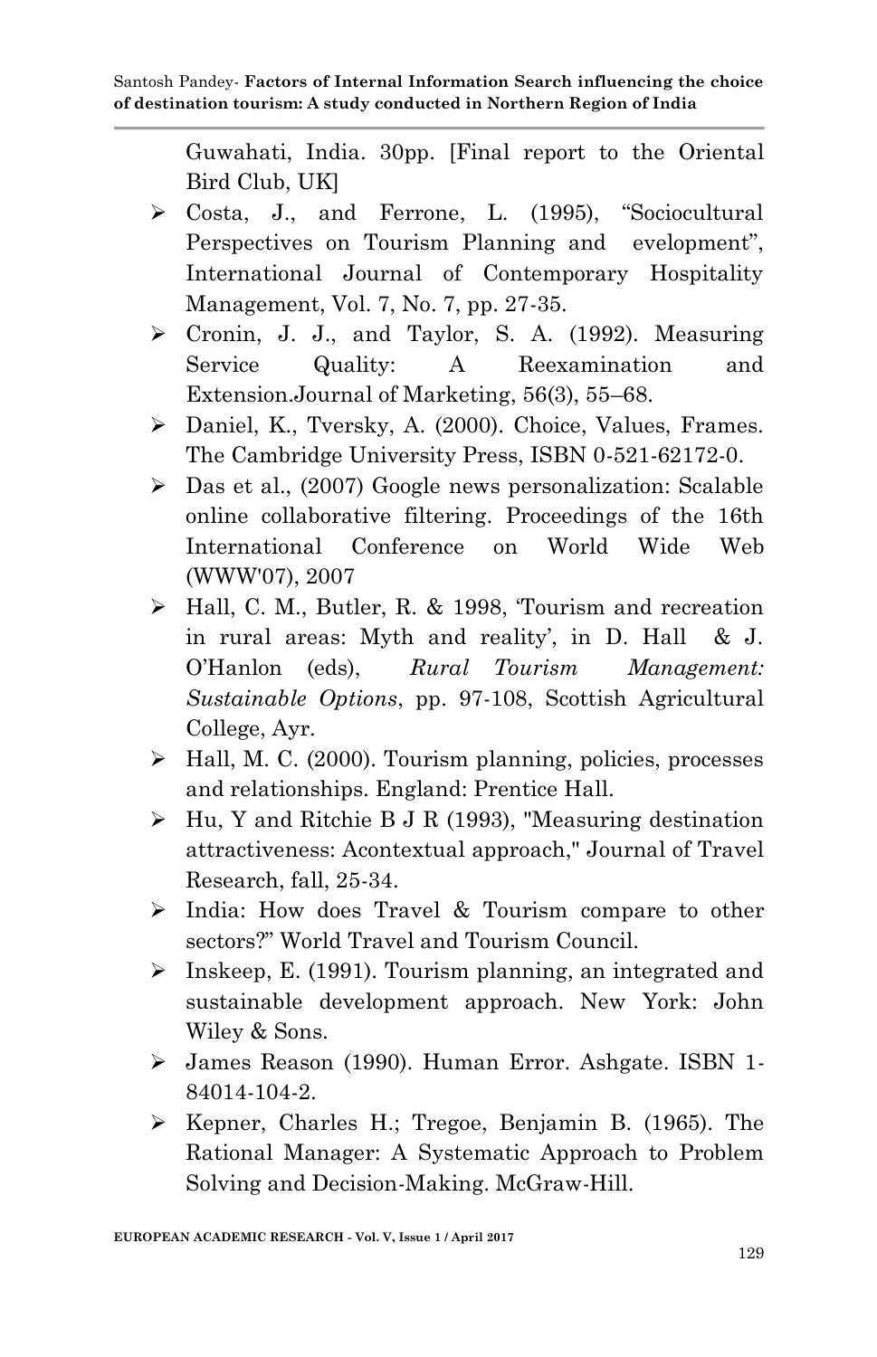Guwahati, India. 30pp. [Final report to the Oriental Bird Club, UK]

- Costa, J., and Ferrone, L. (1995), "Sociocultural Perspectives on Tourism Planning and evelopment", International Journal of Contemporary Hospitality Management, Vol. 7, No. 7, pp. 27-35.
- Cronin, J. J., and Taylor, S. A. (1992). Measuring Service Quality: A Reexamination and Extension.Journal of Marketing, 56(3), 55–68.
- Daniel, K., Tversky, A. (2000). Choice, Values, Frames. The Cambridge University Press, ISBN 0-521-62172-0.
- Das et al., (2007) Google news personalization: Scalable online collaborative filtering. Proceedings of the 16th International Conference on World Wide Web (WWW'07), 2007
- Hall, C. M., Butler, R. & 1998, 'Tourism and recreation in rural areas: Myth and reality', in D. Hall & J. O'Hanlon (eds), *Rural Tourism Management: Sustainable Options*, pp. 97-108, Scottish Agricultural College, Ayr.
- Hall, M. C. (2000). Tourism planning, policies, processes and relationships. England: Prentice Hall.
- Hu, Y and Ritchie B J R (1993), "Measuring destination attractiveness: Acontextual approach," Journal of Travel Research, fall, 25-34.
- India: How does Travel & Tourism compare to other sectors?" World Travel and Tourism Council.
- Inskeep, E. (1991). Tourism planning, an integrated and sustainable development approach. New York: John Wiley & Sons.
- James Reason (1990). Human Error. Ashgate. ISBN 1-84014-104-2.
- Kepner, Charles H.; Tregoe, Benjamin B. (1965). The Rational Manager: A Systematic Approach to Problem Solving and Decision-Making. McGraw-Hill.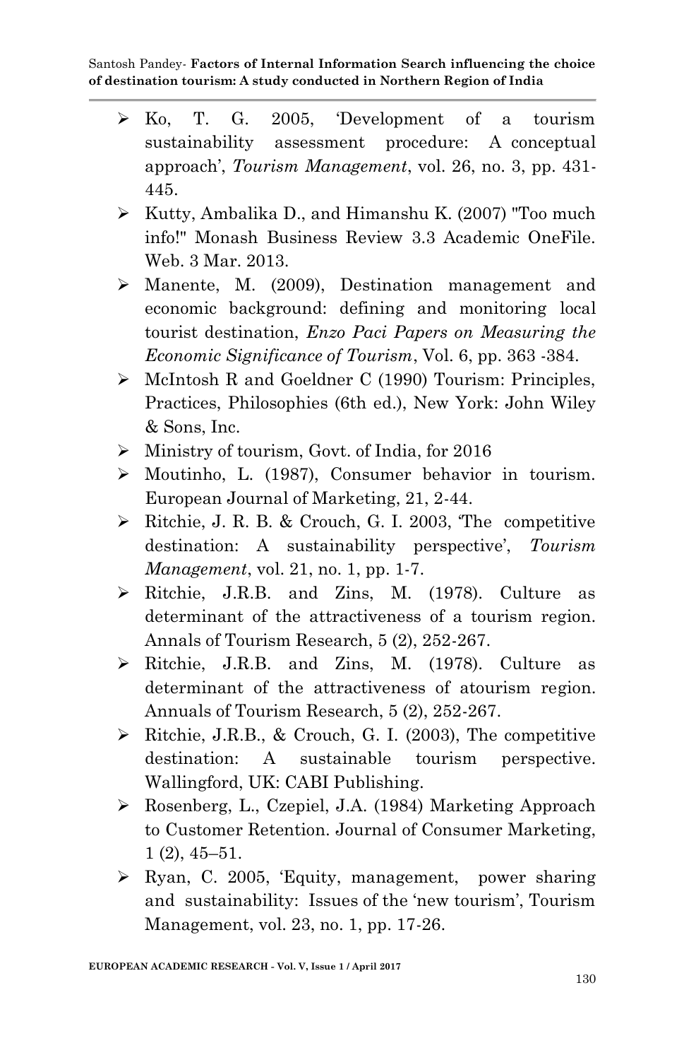- Ko, T. G. 2005, 'Development of a tourism sustainability assessment procedure: A conceptual approach', *Tourism Management*, vol. 26, no. 3, pp. 431-445.
- Kutty, Ambalika D., and Himanshu K. (2007) "Too much info!" Monash Business Review 3.3 Academic OneFile. Web. 3 Mar. 2013.
- Manente, M. (2009), Destination management and economic background: defining and monitoring local tourist destination, *Enzo Paci Papers on Measuring the Economic Significance of Tourism*, Vol. 6, pp. 363 -384.
- McIntosh R and Goeldner C (1990) Tourism: Principles, Practices, Philosophies (6th ed.), New York: John Wiley & Sons, Inc.
- Ministry of tourism, Govt. of India, for 2016
- Moutinho, L. (1987), Consumer behavior in tourism. European Journal of Marketing, 21, 2-44.
- Ritchie, J. R. B. & Crouch, G. I. 2003, 'The competitive destination: A sustainability perspective', *Tourism Management*, vol. 21, no. 1, pp. 1-7.
- Ritchie, J.R.B. and Zins, M. (1978). Culture as determinant of the attractiveness of a tourism region. Annals of Tourism Research, 5 (2), 252-267.
- Ritchie, J.R.B. and Zins, M. (1978). Culture as determinant of the attractiveness of atourism region. Annuals of Tourism Research, 5 (2), 252-267.
- Ritchie, J.R.B., & Crouch, G. I. (2003), The competitive destination: A sustainable tourism perspective. Wallingford, UK: CABI Publishing.
- Rosenberg, L., Czepiel, J.A. (1984) Marketing Approach to Customer Retention. Journal of Consumer Marketing, 1 (2), 45–51.
- Ryan, C. 2005, 'Equity, management, power sharing and sustainability: Issues of the 'new tourism', Tourism Management, vol. 23, no. 1, pp. 17-26.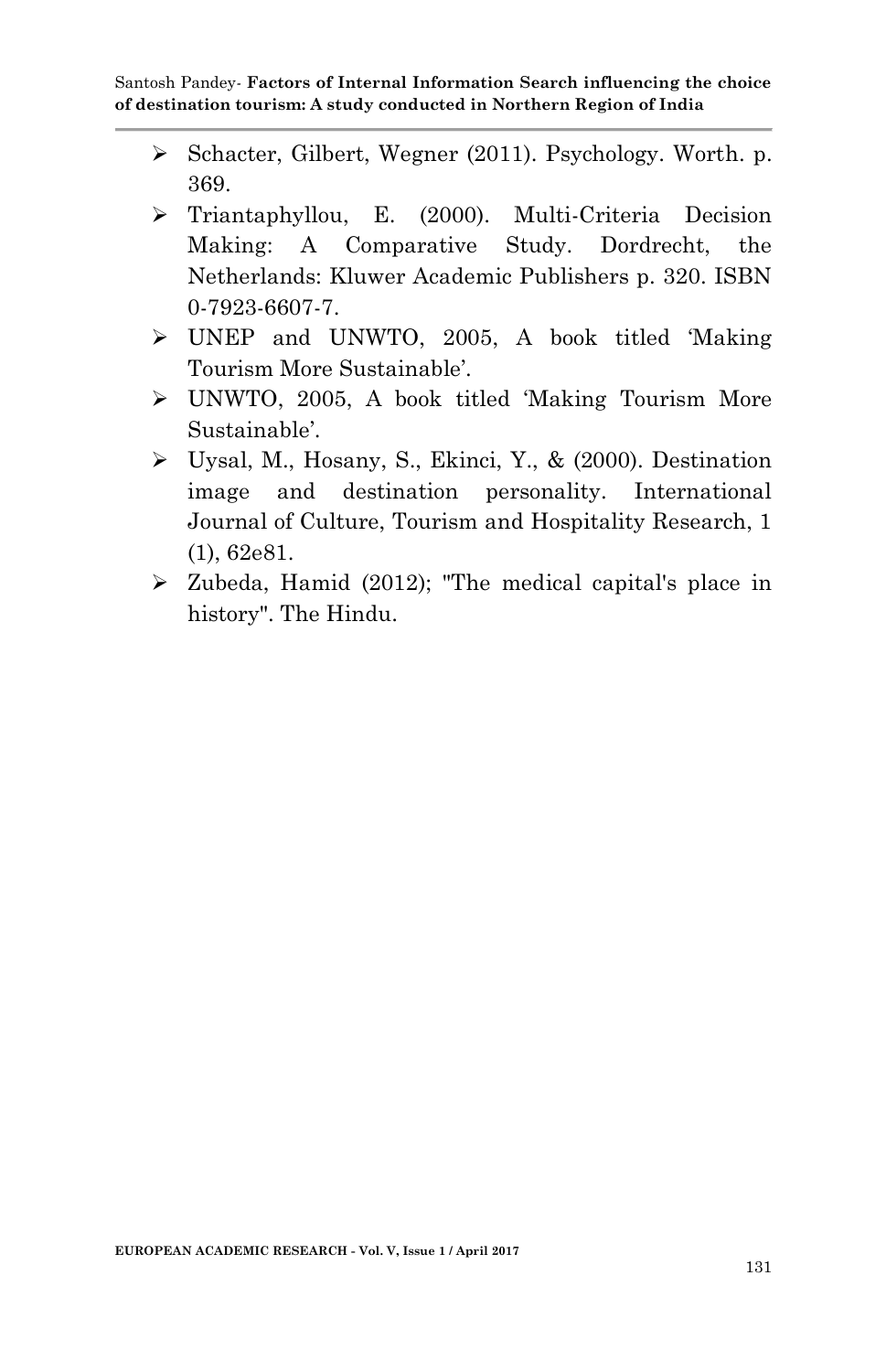- Schacter, Gilbert, Wegner (2011). Psychology. Worth. p. 369.
- Triantaphyllou, E. (2000). Multi-Criteria Decision Making: A Comparative Study. Dordrecht, the Netherlands: Kluwer Academic Publishers p. 320. ISBN 0-7923-6607-7.
- UNEP and UNWTO, 2005, A book titled 'Making Tourism More Sustainable'.
- UNWTO, 2005, A book titled 'Making Tourism More Sustainable'.
- Uysal, M., Hosany, S., Ekinci, Y., & (2000). Destination image and destination personality. International Journal of Culture, Tourism and Hospitality Research, 1 (1), 62e81.
- Zubeda, Hamid (2012); "The medical capital's place in history". The Hindu.